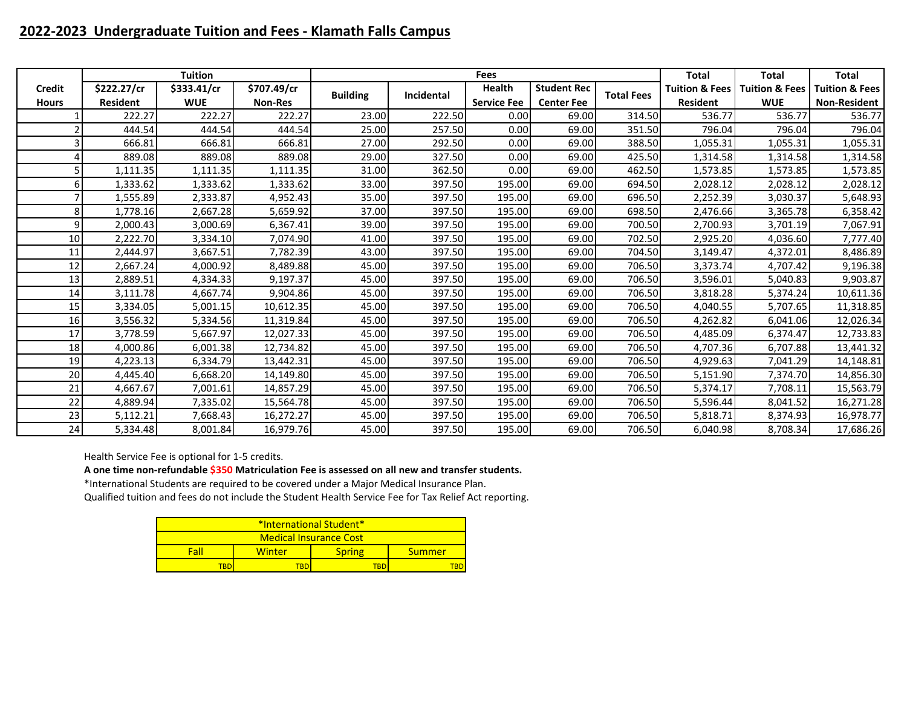## 2022-2023 Undergraduate Tuition and Fees - Klamath Falls Campus

| | Tuition | | | Fees | | | | | Total | Total | Total |
|---|---|---|---|---|---|---|---|---|---|---|---|
| Credit Hours | $222.27/cr Resident | $333.41/cr WUE | $707.49/cr Non-Res | Building | Incidental | Health Service Fee | Student Rec Center Fee | Total Fees | Tuition & Fees Resident | Tuition & Fees WUE | Tuition & Fees Non-Resident |
| 1 | 222.27 | 222.27 | 222.27 | 23.00 | 222.50 | 0.00 | 69.00 | 314.50 | 536.77 | 536.77 | 536.77 |
| 2 | 444.54 | 444.54 | 444.54 | 25.00 | 257.50 | 0.00 | 69.00 | 351.50 | 796.04 | 796.04 | 796.04 |
| 3 | 666.81 | 666.81 | 666.81 | 27.00 | 292.50 | 0.00 | 69.00 | 388.50 | 1,055.31 | 1,055.31 | 1,055.31 |
| 4 | 889.08 | 889.08 | 889.08 | 29.00 | 327.50 | 0.00 | 69.00 | 425.50 | 1,314.58 | 1,314.58 | 1,314.58 |
| 5 | 1,111.35 | 1,111.35 | 1,111.35 | 31.00 | 362.50 | 0.00 | 69.00 | 462.50 | 1,573.85 | 1,573.85 | 1,573.85 |
| 6 | 1,333.62 | 1,333.62 | 1,333.62 | 33.00 | 397.50 | 195.00 | 69.00 | 694.50 | 2,028.12 | 2,028.12 | 2,028.12 |
| 7 | 1,555.89 | 2,333.87 | 4,952.43 | 35.00 | 397.50 | 195.00 | 69.00 | 696.50 | 2,252.39 | 3,030.37 | 5,648.93 |
| 8 | 1,778.16 | 2,667.28 | 5,659.92 | 37.00 | 397.50 | 195.00 | 69.00 | 698.50 | 2,476.66 | 3,365.78 | 6,358.42 |
| 9 | 2,000.43 | 3,000.69 | 6,367.41 | 39.00 | 397.50 | 195.00 | 69.00 | 700.50 | 2,700.93 | 3,701.19 | 7,067.91 |
| 10 | 2,222.70 | 3,334.10 | 7,074.90 | 41.00 | 397.50 | 195.00 | 69.00 | 702.50 | 2,925.20 | 4,036.60 | 7,777.40 |
| 11 | 2,444.97 | 3,667.51 | 7,782.39 | 43.00 | 397.50 | 195.00 | 69.00 | 704.50 | 3,149.47 | 4,372.01 | 8,486.89 |
| 12 | 2,667.24 | 4,000.92 | 8,489.88 | 45.00 | 397.50 | 195.00 | 69.00 | 706.50 | 3,373.74 | 4,707.42 | 9,196.38 |
| 13 | 2,889.51 | 4,334.33 | 9,197.37 | 45.00 | 397.50 | 195.00 | 69.00 | 706.50 | 3,596.01 | 5,040.83 | 9,903.87 |
| 14 | 3,111.78 | 4,667.74 | 9,904.86 | 45.00 | 397.50 | 195.00 | 69.00 | 706.50 | 3,818.28 | 5,374.24 | 10,611.36 |
| 15 | 3,334.05 | 5,001.15 | 10,612.35 | 45.00 | 397.50 | 195.00 | 69.00 | 706.50 | 4,040.55 | 5,707.65 | 11,318.85 |
| 16 | 3,556.32 | 5,334.56 | 11,319.84 | 45.00 | 397.50 | 195.00 | 69.00 | 706.50 | 4,262.82 | 6,041.06 | 12,026.34 |
| 17 | 3,778.59 | 5,667.97 | 12,027.33 | 45.00 | 397.50 | 195.00 | 69.00 | 706.50 | 4,485.09 | 6,374.47 | 12,733.83 |
| 18 | 4,000.86 | 6,001.38 | 12,734.82 | 45.00 | 397.50 | 195.00 | 69.00 | 706.50 | 4,707.36 | 6,707.88 | 13,441.32 |
| 19 | 4,223.13 | 6,334.79 | 13,442.31 | 45.00 | 397.50 | 195.00 | 69.00 | 706.50 | 4,929.63 | 7,041.29 | 14,148.81 |
| 20 | 4,445.40 | 6,668.20 | 14,149.80 | 45.00 | 397.50 | 195.00 | 69.00 | 706.50 | 5,151.90 | 7,374.70 | 14,856.30 |
| 21 | 4,667.67 | 7,001.61 | 14,857.29 | 45.00 | 397.50 | 195.00 | 69.00 | 706.50 | 5,374.17 | 7,708.11 | 15,563.79 |
| 22 | 4,889.94 | 7,335.02 | 15,564.78 | 45.00 | 397.50 | 195.00 | 69.00 | 706.50 | 5,596.44 | 8,041.52 | 16,271.28 |
| 23 | 5,112.21 | 7,668.43 | 16,272.27 | 45.00 | 397.50 | 195.00 | 69.00 | 706.50 | 5,818.71 | 8,374.93 | 16,978.77 |
| 24 | 5,334.48 | 8,001.84 | 16,979.76 | 45.00 | 397.50 | 195.00 | 69.00 | 706.50 | 6,040.98 | 8,708.34 | 17,686.26 |

Health Service Fee is optional for 1-5 credits.

**A one time non-refundable $350 Matriculation Fee is assessed on all new and transfer students.**

*International Students are required to be covered under a Major Medical Insurance Plan.

Qualified tuition and fees do not include the Student Health Service Fee for Tax Relief Act reporting.

| *International Student* Medical Insurance Cost | | | |
|---|---|---|---|
| Fall | Winter | Spring | Summer |
| TBD | TBD | TBD | TBD |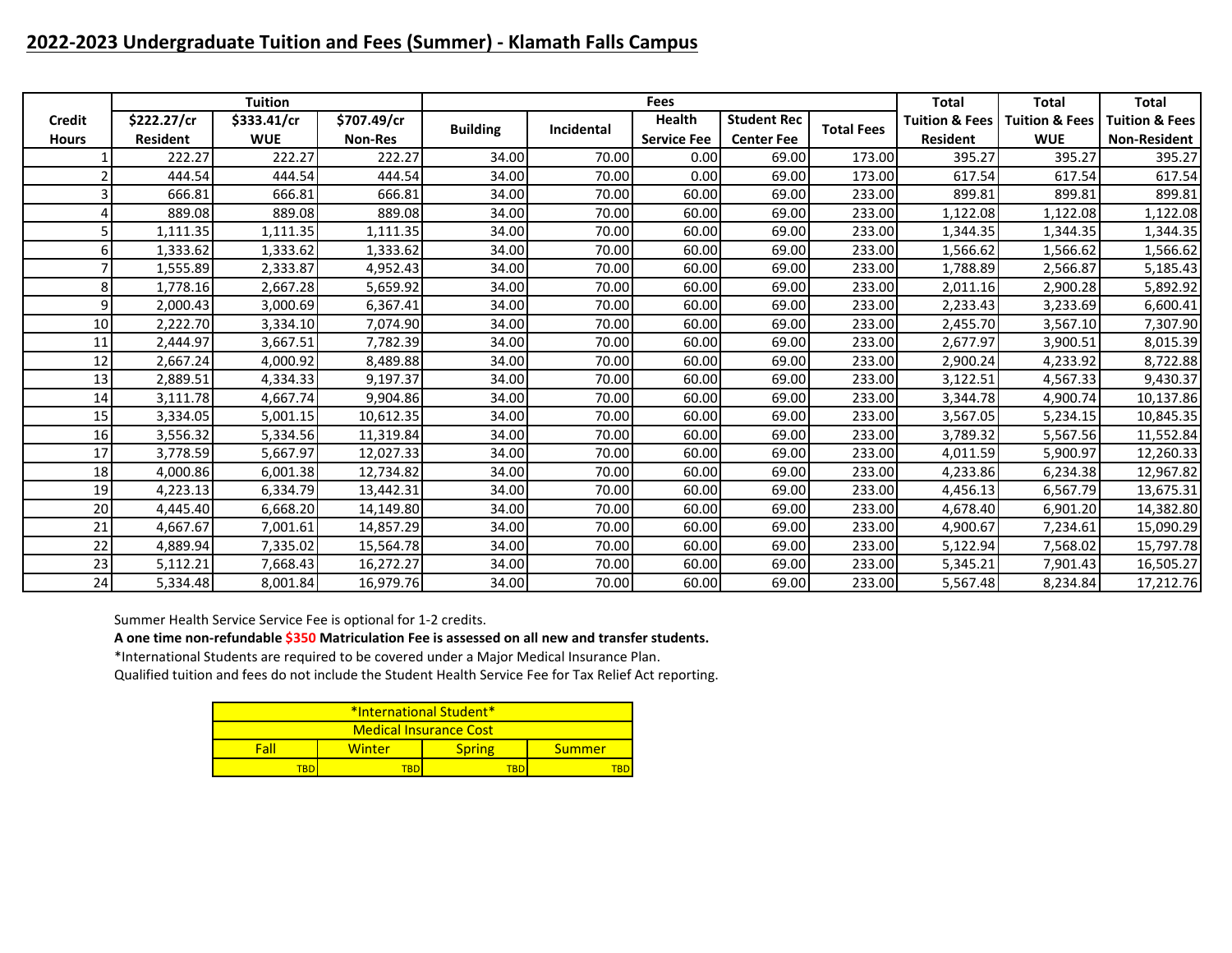## 2022-2023 Undergraduate Tuition and Fees (Summer) - Klamath Falls Campus

| Credit Hours | Tuition | | | Fees | | | | | Total Tuition & Fees Resident | Total Tuition & Fees WUE | Total Tuition & Fees Non-Resident |
|---|---|---|---|---|---|---|---|---|---|---|---|
| | $222.27/cr Resident | $333.41/cr WUE | $707.49/cr Non-Res | Building | Incidental | Health Service Fee | Student Rec Center Fee | Total Fees | | | |
| 1 | 222.27 | 222.27 | 222.27 | 34.00 | 70.00 | 0.00 | 69.00 | 173.00 | 395.27 | 395.27 | 395.27 |
| 2 | 444.54 | 444.54 | 444.54 | 34.00 | 70.00 | 0.00 | 69.00 | 173.00 | 617.54 | 617.54 | 617.54 |
| 3 | 666.81 | 666.81 | 666.81 | 34.00 | 70.00 | 60.00 | 69.00 | 233.00 | 899.81 | 899.81 | 899.81 |
| 4 | 889.08 | 889.08 | 889.08 | 34.00 | 70.00 | 60.00 | 69.00 | 233.00 | 1,122.08 | 1,122.08 | 1,122.08 |
| 5 | 1,111.35 | 1,111.35 | 1,111.35 | 34.00 | 70.00 | 60.00 | 69.00 | 233.00 | 1,344.35 | 1,344.35 | 1,344.35 |
| 6 | 1,333.62 | 1,333.62 | 1,333.62 | 34.00 | 70.00 | 60.00 | 69.00 | 233.00 | 1,566.62 | 1,566.62 | 1,566.62 |
| 7 | 1,555.89 | 2,333.87 | 4,952.43 | 34.00 | 70.00 | 60.00 | 69.00 | 233.00 | 1,788.89 | 2,566.87 | 5,185.43 |
| 8 | 1,778.16 | 2,667.28 | 5,659.92 | 34.00 | 70.00 | 60.00 | 69.00 | 233.00 | 2,011.16 | 2,900.28 | 5,892.92 |
| 9 | 2,000.43 | 3,000.69 | 6,367.41 | 34.00 | 70.00 | 60.00 | 69.00 | 233.00 | 2,233.43 | 3,233.69 | 6,600.41 |
| 10 | 2,222.70 | 3,334.10 | 7,074.90 | 34.00 | 70.00 | 60.00 | 69.00 | 233.00 | 2,455.70 | 3,567.10 | 7,307.90 |
| 11 | 2,444.97 | 3,667.51 | 7,782.39 | 34.00 | 70.00 | 60.00 | 69.00 | 233.00 | 2,677.97 | 3,900.51 | 8,015.39 |
| 12 | 2,667.24 | 4,000.92 | 8,489.88 | 34.00 | 70.00 | 60.00 | 69.00 | 233.00 | 2,900.24 | 4,233.92 | 8,722.88 |
| 13 | 2,889.51 | 4,334.33 | 9,197.37 | 34.00 | 70.00 | 60.00 | 69.00 | 233.00 | 3,122.51 | 4,567.33 | 9,430.37 |
| 14 | 3,111.78 | 4,667.74 | 9,904.86 | 34.00 | 70.00 | 60.00 | 69.00 | 233.00 | 3,344.78 | 4,900.74 | 10,137.86 |
| 15 | 3,334.05 | 5,001.15 | 10,612.35 | 34.00 | 70.00 | 60.00 | 69.00 | 233.00 | 3,567.05 | 5,234.15 | 10,845.35 |
| 16 | 3,556.32 | 5,334.56 | 11,319.84 | 34.00 | 70.00 | 60.00 | 69.00 | 233.00 | 3,789.32 | 5,567.56 | 11,552.84 |
| 17 | 3,778.59 | 5,667.97 | 12,027.33 | 34.00 | 70.00 | 60.00 | 69.00 | 233.00 | 4,011.59 | 5,900.97 | 12,260.33 |
| 18 | 4,000.86 | 6,001.38 | 12,734.82 | 34.00 | 70.00 | 60.00 | 69.00 | 233.00 | 4,233.86 | 6,234.38 | 12,967.82 |
| 19 | 4,223.13 | 6,334.79 | 13,442.31 | 34.00 | 70.00 | 60.00 | 69.00 | 233.00 | 4,456.13 | 6,567.79 | 13,675.31 |
| 20 | 4,445.40 | 6,668.20 | 14,149.80 | 34.00 | 70.00 | 60.00 | 69.00 | 233.00 | 4,678.40 | 6,901.20 | 14,382.80 |
| 21 | 4,667.67 | 7,001.61 | 14,857.29 | 34.00 | 70.00 | 60.00 | 69.00 | 233.00 | 4,900.67 | 7,234.61 | 15,090.29 |
| 22 | 4,889.94 | 7,335.02 | 15,564.78 | 34.00 | 70.00 | 60.00 | 69.00 | 233.00 | 5,122.94 | 7,568.02 | 15,797.78 |
| 23 | 5,112.21 | 7,668.43 | 16,272.27 | 34.00 | 70.00 | 60.00 | 69.00 | 233.00 | 5,345.21 | 7,901.43 | 16,505.27 |
| 24 | 5,334.48 | 8,001.84 | 16,979.76 | 34.00 | 70.00 | 60.00 | 69.00 | 233.00 | 5,567.48 | 8,234.84 | 17,212.76 |

Summer Health Service Service Fee is optional for 1-2 credits.

**A one time non-refundable $350 Matriculation Fee is assessed on all new and transfer students.**

*International Students are required to be covered under a Major Medical Insurance Plan.

Qualified tuition and fees do not include the Student Health Service Fee for Tax Relief Act reporting.

| *International Student* Medical Insurance Cost | | | |
|---|---|---|---|
| Fall | Winter | Spring | Summer |
| TBD | TBD | TBD | TBD |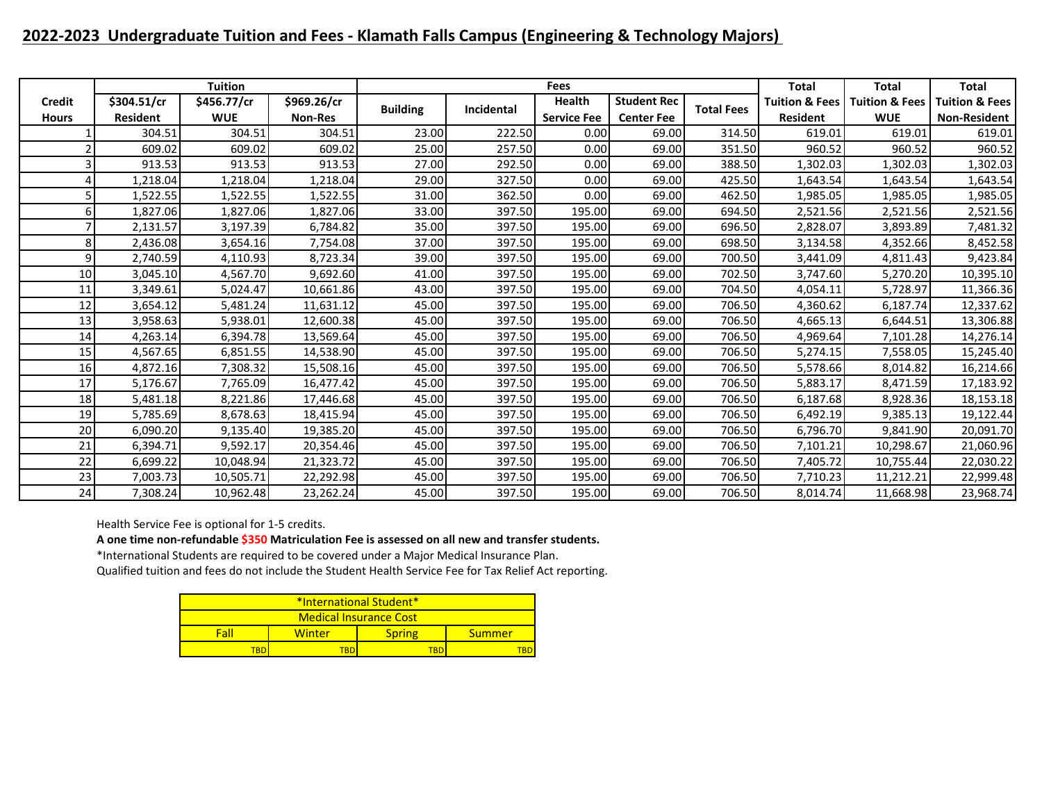## 2022-2023 Undergraduate Tuition and Fees - Klamath Falls Campus (Engineering & Technology Majors)

| Credit Hours | Tuition | | | Fees | | | | | Total | Total | Total |
|---|---|---|---|---|---|---|---|---|---|---|---|
| | $304.51/cr Resident | $456.77/cr WUE | $969.26/cr Non-Res | Building | Incidental | Health Service Fee | Student Rec Center Fee | Total Fees | Tuition & Fees Resident | Tuition & Fees WUE | Tuition & Fees Non-Resident |
| 1 | 304.51 | 304.51 | 304.51 | 23.00 | 222.50 | 0.00 | 69.00 | 314.50 | 619.01 | 619.01 | 619.01 |
| 2 | 609.02 | 609.02 | 609.02 | 25.00 | 257.50 | 0.00 | 69.00 | 351.50 | 960.52 | 960.52 | 960.52 |
| 3 | 913.53 | 913.53 | 913.53 | 27.00 | 292.50 | 0.00 | 69.00 | 388.50 | 1,302.03 | 1,302.03 | 1,302.03 |
| 4 | 1,218.04 | 1,218.04 | 1,218.04 | 29.00 | 327.50 | 0.00 | 69.00 | 425.50 | 1,643.54 | 1,643.54 | 1,643.54 |
| 5 | 1,522.55 | 1,522.55 | 1,522.55 | 31.00 | 362.50 | 0.00 | 69.00 | 462.50 | 1,985.05 | 1,985.05 | 1,985.05 |
| 6 | 1,827.06 | 1,827.06 | 1,827.06 | 33.00 | 397.50 | 195.00 | 69.00 | 694.50 | 2,521.56 | 2,521.56 | 2,521.56 |
| 7 | 2,131.57 | 3,197.39 | 6,784.82 | 35.00 | 397.50 | 195.00 | 69.00 | 696.50 | 2,828.07 | 3,893.89 | 7,481.32 |
| 8 | 2,436.08 | 3,654.16 | 7,754.08 | 37.00 | 397.50 | 195.00 | 69.00 | 698.50 | 3,134.58 | 4,352.66 | 8,452.58 |
| 9 | 2,740.59 | 4,110.93 | 8,723.34 | 39.00 | 397.50 | 195.00 | 69.00 | 700.50 | 3,441.09 | 4,811.43 | 9,423.84 |
| 10 | 3,045.10 | 4,567.70 | 9,692.60 | 41.00 | 397.50 | 195.00 | 69.00 | 702.50 | 3,747.60 | 5,270.20 | 10,395.10 |
| 11 | 3,349.61 | 5,024.47 | 10,661.86 | 43.00 | 397.50 | 195.00 | 69.00 | 704.50 | 4,054.11 | 5,728.97 | 11,366.36 |
| 12 | 3,654.12 | 5,481.24 | 11,631.12 | 45.00 | 397.50 | 195.00 | 69.00 | 706.50 | 4,360.62 | 6,187.74 | 12,337.62 |
| 13 | 3,958.63 | 5,938.01 | 12,600.38 | 45.00 | 397.50 | 195.00 | 69.00 | 706.50 | 4,665.13 | 6,644.51 | 13,306.88 |
| 14 | 4,263.14 | 6,394.78 | 13,569.64 | 45.00 | 397.50 | 195.00 | 69.00 | 706.50 | 4,969.64 | 7,101.28 | 14,276.14 |
| 15 | 4,567.65 | 6,851.55 | 14,538.90 | 45.00 | 397.50 | 195.00 | 69.00 | 706.50 | 5,274.15 | 7,558.05 | 15,245.40 |
| 16 | 4,872.16 | 7,308.32 | 15,508.16 | 45.00 | 397.50 | 195.00 | 69.00 | 706.50 | 5,578.66 | 8,014.82 | 16,214.66 |
| 17 | 5,176.67 | 7,765.09 | 16,477.42 | 45.00 | 397.50 | 195.00 | 69.00 | 706.50 | 5,883.17 | 8,471.59 | 17,183.92 |
| 18 | 5,481.18 | 8,221.86 | 17,446.68 | 45.00 | 397.50 | 195.00 | 69.00 | 706.50 | 6,187.68 | 8,928.36 | 18,153.18 |
| 19 | 5,785.69 | 8,678.63 | 18,415.94 | 45.00 | 397.50 | 195.00 | 69.00 | 706.50 | 6,492.19 | 9,385.13 | 19,122.44 |
| 20 | 6,090.20 | 9,135.40 | 19,385.20 | 45.00 | 397.50 | 195.00 | 69.00 | 706.50 | 6,796.70 | 9,841.90 | 20,091.70 |
| 21 | 6,394.71 | 9,592.17 | 20,354.46 | 45.00 | 397.50 | 195.00 | 69.00 | 706.50 | 7,101.21 | 10,298.67 | 21,060.96 |
| 22 | 6,699.22 | 10,048.94 | 21,323.72 | 45.00 | 397.50 | 195.00 | 69.00 | 706.50 | 7,405.72 | 10,755.44 | 22,030.22 |
| 23 | 7,003.73 | 10,505.71 | 22,292.98 | 45.00 | 397.50 | 195.00 | 69.00 | 706.50 | 7,710.23 | 11,212.21 | 22,999.48 |
| 24 | 7,308.24 | 10,962.48 | 23,262.24 | 45.00 | 397.50 | 195.00 | 69.00 | 706.50 | 8,014.74 | 11,668.98 | 23,968.74 |

Health Service Fee is optional for 1-5 credits.

**A one time non-refundable $350 Matriculation Fee is assessed on all new and transfer students.**

*International Students are required to be covered under a Major Medical Insurance Plan.

Qualified tuition and fees do not include the Student Health Service Fee for Tax Relief Act reporting.

| *International Student* Medical Insurance Cost | | | |
|---|---|---|---|
| Fall | Winter | Spring | Summer |
| TBD | TBD | TBD | TBD |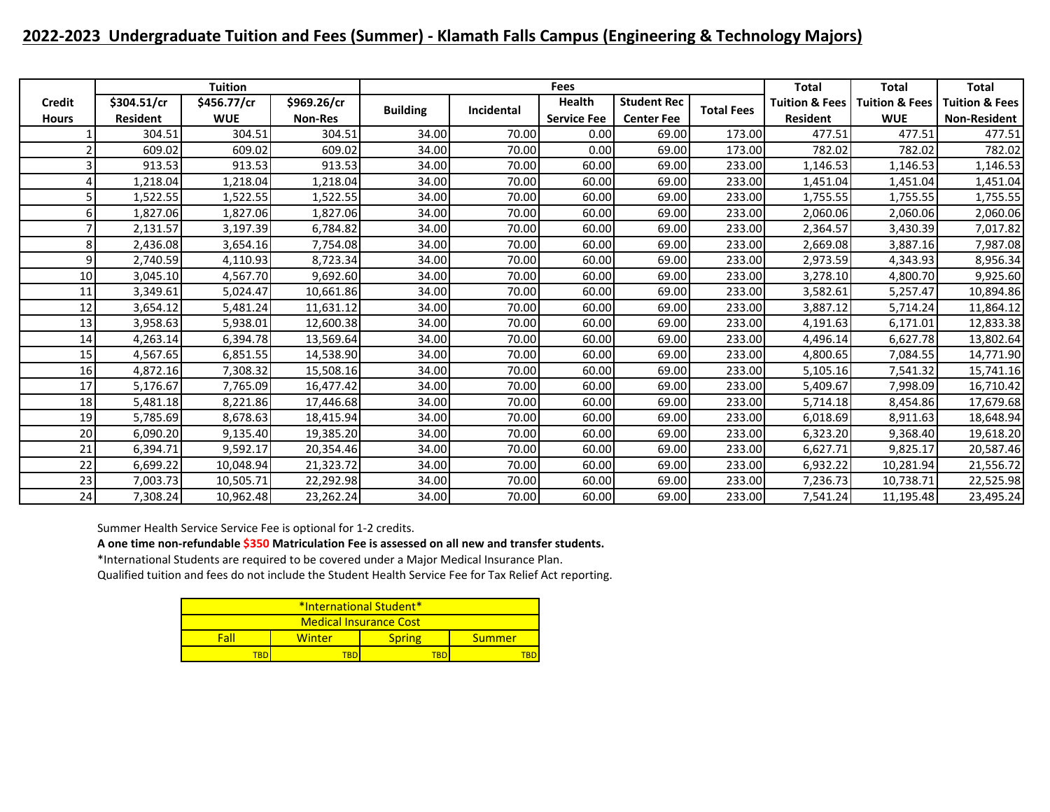## 2022-2023 Undergraduate Tuition and Fees (Summer) - Klamath Falls Campus (Engineering & Technology Majors)

| Credit Hours | Tuition | | | Fees | | | | | Total Tuition & Fees Resident | Total Tuition & Fees WUE | Total Tuition & Fees Non-Resident |
|---|---|---|---|---|---|---|---|---|---|---|---|
| | $304.51/cr Resident | $456.77/cr WUE | $969.26/cr Non-Res | Building | Incidental | Health Service Fee | Student Rec Center Fee | Total Fees | | | |
| 1 | 304.51 | 304.51 | 304.51 | 34.00 | 70.00 | 0.00 | 69.00 | 173.00 | 477.51 | 477.51 | 477.51 |
| 2 | 609.02 | 609.02 | 609.02 | 34.00 | 70.00 | 0.00 | 69.00 | 173.00 | 782.02 | 782.02 | 782.02 |
| 3 | 913.53 | 913.53 | 913.53 | 34.00 | 70.00 | 60.00 | 69.00 | 233.00 | 1,146.53 | 1,146.53 | 1,146.53 |
| 4 | 1,218.04 | 1,218.04 | 1,218.04 | 34.00 | 70.00 | 60.00 | 69.00 | 233.00 | 1,451.04 | 1,451.04 | 1,451.04 |
| 5 | 1,522.55 | 1,522.55 | 1,522.55 | 34.00 | 70.00 | 60.00 | 69.00 | 233.00 | 1,755.55 | 1,755.55 | 1,755.55 |
| 6 | 1,827.06 | 1,827.06 | 1,827.06 | 34.00 | 70.00 | 60.00 | 69.00 | 233.00 | 2,060.06 | 2,060.06 | 2,060.06 |
| 7 | 2,131.57 | 3,197.39 | 6,784.82 | 34.00 | 70.00 | 60.00 | 69.00 | 233.00 | 2,364.57 | 3,430.39 | 7,017.82 |
| 8 | 2,436.08 | 3,654.16 | 7,754.08 | 34.00 | 70.00 | 60.00 | 69.00 | 233.00 | 2,669.08 | 3,887.16 | 7,987.08 |
| 9 | 2,740.59 | 4,110.93 | 8,723.34 | 34.00 | 70.00 | 60.00 | 69.00 | 233.00 | 2,973.59 | 4,343.93 | 8,956.34 |
| 10 | 3,045.10 | 4,567.70 | 9,692.60 | 34.00 | 70.00 | 60.00 | 69.00 | 233.00 | 3,278.10 | 4,800.70 | 9,925.60 |
| 11 | 3,349.61 | 5,024.47 | 10,661.86 | 34.00 | 70.00 | 60.00 | 69.00 | 233.00 | 3,582.61 | 5,257.47 | 10,894.86 |
| 12 | 3,654.12 | 5,481.24 | 11,631.12 | 34.00 | 70.00 | 60.00 | 69.00 | 233.00 | 3,887.12 | 5,714.24 | 11,864.12 |
| 13 | 3,958.63 | 5,938.01 | 12,600.38 | 34.00 | 70.00 | 60.00 | 69.00 | 233.00 | 4,191.63 | 6,171.01 | 12,833.38 |
| 14 | 4,263.14 | 6,394.78 | 13,569.64 | 34.00 | 70.00 | 60.00 | 69.00 | 233.00 | 4,496.14 | 6,627.78 | 13,802.64 |
| 15 | 4,567.65 | 6,851.55 | 14,538.90 | 34.00 | 70.00 | 60.00 | 69.00 | 233.00 | 4,800.65 | 7,084.55 | 14,771.90 |
| 16 | 4,872.16 | 7,308.32 | 15,508.16 | 34.00 | 70.00 | 60.00 | 69.00 | 233.00 | 5,105.16 | 7,541.32 | 15,741.16 |
| 17 | 5,176.67 | 7,765.09 | 16,477.42 | 34.00 | 70.00 | 60.00 | 69.00 | 233.00 | 5,409.67 | 7,998.09 | 16,710.42 |
| 18 | 5,481.18 | 8,221.86 | 17,446.68 | 34.00 | 70.00 | 60.00 | 69.00 | 233.00 | 5,714.18 | 8,454.86 | 17,679.68 |
| 19 | 5,785.69 | 8,678.63 | 18,415.94 | 34.00 | 70.00 | 60.00 | 69.00 | 233.00 | 6,018.69 | 8,911.63 | 18,648.94 |
| 20 | 6,090.20 | 9,135.40 | 19,385.20 | 34.00 | 70.00 | 60.00 | 69.00 | 233.00 | 6,323.20 | 9,368.40 | 19,618.20 |
| 21 | 6,394.71 | 9,592.17 | 20,354.46 | 34.00 | 70.00 | 60.00 | 69.00 | 233.00 | 6,627.71 | 9,825.17 | 20,587.46 |
| 22 | 6,699.22 | 10,048.94 | 21,323.72 | 34.00 | 70.00 | 60.00 | 69.00 | 233.00 | 6,932.22 | 10,281.94 | 21,556.72 |
| 23 | 7,003.73 | 10,505.71 | 22,292.98 | 34.00 | 70.00 | 60.00 | 69.00 | 233.00 | 7,236.73 | 10,738.71 | 22,525.98 |
| 24 | 7,308.24 | 10,962.48 | 23,262.24 | 34.00 | 70.00 | 60.00 | 69.00 | 233.00 | 7,541.24 | 11,195.48 | 23,495.24 |

Summer Health Service Service Fee is optional for 1-2 credits.

**A one time non-refundable $350 Matriculation Fee is assessed on all new and transfer students.**

*International Students are required to be covered under a Major Medical Insurance Plan.

Qualified tuition and fees do not include the Student Health Service Fee for Tax Relief Act reporting.

| *International Student* Medical Insurance Cost | | | |
|---|---|---|---|
| Fall | Winter | Spring | Summer |
| TBD | TBD | TBD | TBD |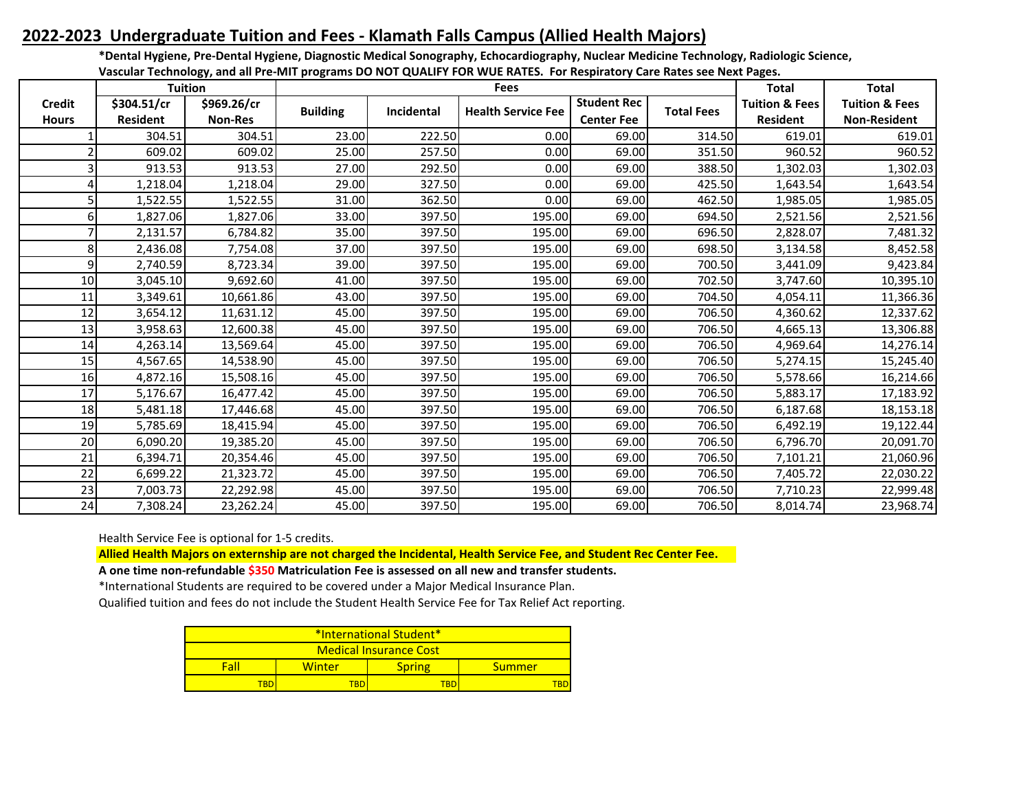## 2022-2023 Undergraduate Tuition and Fees - Klamath Falls Campus (Allied Health Majors)

**\*Dental Hygiene, Pre-Dental Hygiene, Diagnostic Medical Sonography, Echocardiography, Nuclear Medicine Technology, Radiologic Science, Vascular Technology, and all Pre-MIT programs DO NOT QUALIFY FOR WUE RATES. For Respiratory Care Rates see Next Pages.**

| Credit Hours | Tuition | | Fees | | | | | Total Tuition & Fees | Total Tuition & Fees |
|---|---|---|---|---|---|---|---|---|---|
| | $304.51/cr Resident | $969.26/cr Non-Res | Building | Incidental | Health Service Fee | Student Rec Center Fee | Total Fees | Resident | Non-Resident |
| 1 | 304.51 | 304.51 | 23.00 | 222.50 | 0.00 | 69.00 | 314.50 | 619.01 | 619.01 |
| 2 | 609.02 | 609.02 | 25.00 | 257.50 | 0.00 | 69.00 | 351.50 | 960.52 | 960.52 |
| 3 | 913.53 | 913.53 | 27.00 | 292.50 | 0.00 | 69.00 | 388.50 | 1,302.03 | 1,302.03 |
| 4 | 1,218.04 | 1,218.04 | 29.00 | 327.50 | 0.00 | 69.00 | 425.50 | 1,643.54 | 1,643.54 |
| 5 | 1,522.55 | 1,522.55 | 31.00 | 362.50 | 0.00 | 69.00 | 462.50 | 1,985.05 | 1,985.05 |
| 6 | 1,827.06 | 1,827.06 | 33.00 | 397.50 | 195.00 | 69.00 | 694.50 | 2,521.56 | 2,521.56 |
| 7 | 2,131.57 | 6,784.82 | 35.00 | 397.50 | 195.00 | 69.00 | 696.50 | 2,828.07 | 7,481.32 |
| 8 | 2,436.08 | 7,754.08 | 37.00 | 397.50 | 195.00 | 69.00 | 698.50 | 3,134.58 | 8,452.58 |
| 9 | 2,740.59 | 8,723.34 | 39.00 | 397.50 | 195.00 | 69.00 | 700.50 | 3,441.09 | 9,423.84 |
| 10 | 3,045.10 | 9,692.60 | 41.00 | 397.50 | 195.00 | 69.00 | 702.50 | 3,747.60 | 10,395.10 |
| 11 | 3,349.61 | 10,661.86 | 43.00 | 397.50 | 195.00 | 69.00 | 704.50 | 4,054.11 | 11,366.36 |
| 12 | 3,654.12 | 11,631.12 | 45.00 | 397.50 | 195.00 | 69.00 | 706.50 | 4,360.62 | 12,337.62 |
| 13 | 3,958.63 | 12,600.38 | 45.00 | 397.50 | 195.00 | 69.00 | 706.50 | 4,665.13 | 13,306.88 |
| 14 | 4,263.14 | 13,569.64 | 45.00 | 397.50 | 195.00 | 69.00 | 706.50 | 4,969.64 | 14,276.14 |
| 15 | 4,567.65 | 14,538.90 | 45.00 | 397.50 | 195.00 | 69.00 | 706.50 | 5,274.15 | 15,245.40 |
| 16 | 4,872.16 | 15,508.16 | 45.00 | 397.50 | 195.00 | 69.00 | 706.50 | 5,578.66 | 16,214.66 |
| 17 | 5,176.67 | 16,477.42 | 45.00 | 397.50 | 195.00 | 69.00 | 706.50 | 5,883.17 | 17,183.92 |
| 18 | 5,481.18 | 17,446.68 | 45.00 | 397.50 | 195.00 | 69.00 | 706.50 | 6,187.68 | 18,153.18 |
| 19 | 5,785.69 | 18,415.94 | 45.00 | 397.50 | 195.00 | 69.00 | 706.50 | 6,492.19 | 19,122.44 |
| 20 | 6,090.20 | 19,385.20 | 45.00 | 397.50 | 195.00 | 69.00 | 706.50 | 6,796.70 | 20,091.70 |
| 21 | 6,394.71 | 20,354.46 | 45.00 | 397.50 | 195.00 | 69.00 | 706.50 | 7,101.21 | 21,060.96 |
| 22 | 6,699.22 | 21,323.72 | 45.00 | 397.50 | 195.00 | 69.00 | 706.50 | 7,405.72 | 22,030.22 |
| 23 | 7,003.73 | 22,292.98 | 45.00 | 397.50 | 195.00 | 69.00 | 706.50 | 7,710.23 | 22,999.48 |
| 24 | 7,308.24 | 23,262.24 | 45.00 | 397.50 | 195.00 | 69.00 | 706.50 | 8,014.74 | 23,968.74 |

Health Service Fee is optional for 1-5 credits.

**Allied Health Majors on externship are not charged the Incidental, Health Service Fee, and Student Rec Center Fee.**

**A one time non-refundable $350 Matriculation Fee is assessed on all new and transfer students.**

\*International Students are required to be covered under a Major Medical Insurance Plan.

Qualified tuition and fees do not include the Student Health Service Fee for Tax Relief Act reporting.

| *International Student* Medical Insurance Cost | | | |
|---|---|---|---|
| Fall | Winter | Spring | Summer |
| TBD | TBD | TBD | TBD |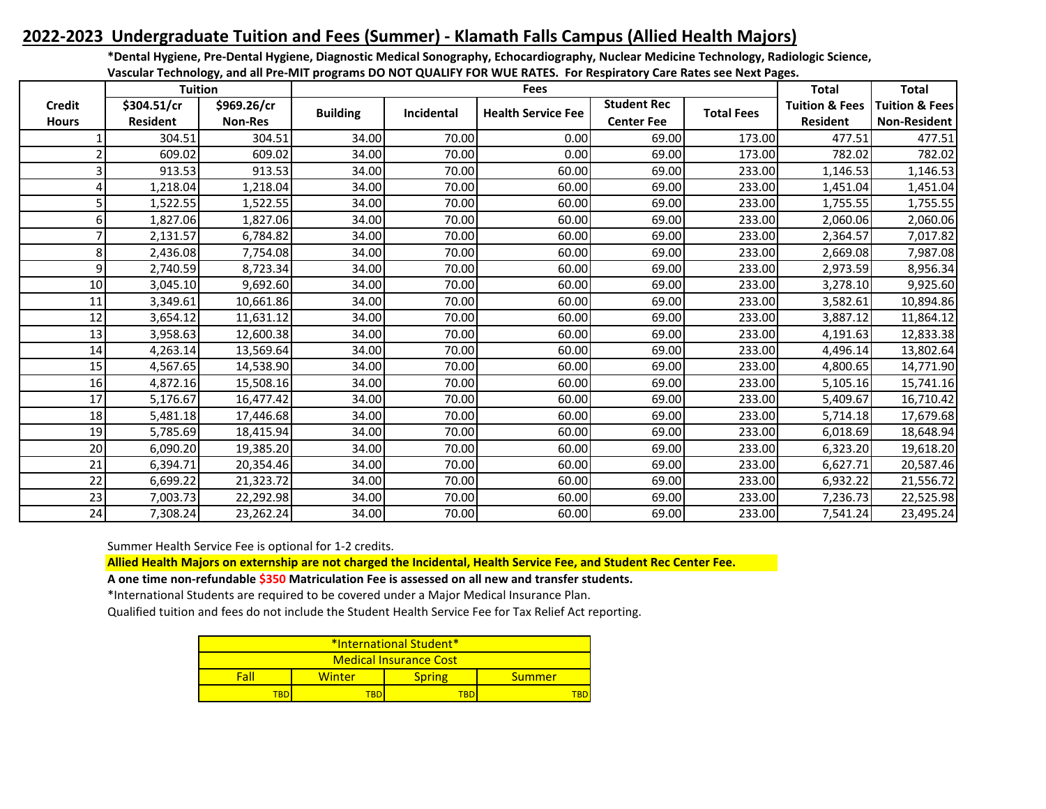## 2022-2023 Undergraduate Tuition and Fees (Summer) - Klamath Falls Campus (Allied Health Majors)

**\*Dental Hygiene, Pre-Dental Hygiene, Diagnostic Medical Sonography, Echocardiography, Nuclear Medicine Technology, Radiologic Science, Vascular Technology, and all Pre-MIT programs DO NOT QUALIFY FOR WUE RATES. For Respiratory Care Rates see Next Pages.**

| Credit Hours | Tuition | | Fees | | | | | Total | Total |
|---|---|---|---|---|---|---|---|---|---|
| | $304.51/cr Resident | $969.26/cr Non-Res | Building | Incidental | Health Service Fee | Student Rec Center Fee | Total Fees | Tuition & Fees Resident | Tuition & Fees Non-Resident |
| 1 | 304.51 | 304.51 | 34.00 | 70.00 | 0.00 | 69.00 | 173.00 | 477.51 | 477.51 |
| 2 | 609.02 | 609.02 | 34.00 | 70.00 | 0.00 | 69.00 | 173.00 | 782.02 | 782.02 |
| 3 | 913.53 | 913.53 | 34.00 | 70.00 | 60.00 | 69.00 | 233.00 | 1,146.53 | 1,146.53 |
| 4 | 1,218.04 | 1,218.04 | 34.00 | 70.00 | 60.00 | 69.00 | 233.00 | 1,451.04 | 1,451.04 |
| 5 | 1,522.55 | 1,522.55 | 34.00 | 70.00 | 60.00 | 69.00 | 233.00 | 1,755.55 | 1,755.55 |
| 6 | 1,827.06 | 1,827.06 | 34.00 | 70.00 | 60.00 | 69.00 | 233.00 | 2,060.06 | 2,060.06 |
| 7 | 2,131.57 | 6,784.82 | 34.00 | 70.00 | 60.00 | 69.00 | 233.00 | 2,364.57 | 7,017.82 |
| 8 | 2,436.08 | 7,754.08 | 34.00 | 70.00 | 60.00 | 69.00 | 233.00 | 2,669.08 | 7,987.08 |
| 9 | 2,740.59 | 8,723.34 | 34.00 | 70.00 | 60.00 | 69.00 | 233.00 | 2,973.59 | 8,956.34 |
| 10 | 3,045.10 | 9,692.60 | 34.00 | 70.00 | 60.00 | 69.00 | 233.00 | 3,278.10 | 9,925.60 |
| 11 | 3,349.61 | 10,661.86 | 34.00 | 70.00 | 60.00 | 69.00 | 233.00 | 3,582.61 | 10,894.86 |
| 12 | 3,654.12 | 11,631.12 | 34.00 | 70.00 | 60.00 | 69.00 | 233.00 | 3,887.12 | 11,864.12 |
| 13 | 3,958.63 | 12,600.38 | 34.00 | 70.00 | 60.00 | 69.00 | 233.00 | 4,191.63 | 12,833.38 |
| 14 | 4,263.14 | 13,569.64 | 34.00 | 70.00 | 60.00 | 69.00 | 233.00 | 4,496.14 | 13,802.64 |
| 15 | 4,567.65 | 14,538.90 | 34.00 | 70.00 | 60.00 | 69.00 | 233.00 | 4,800.65 | 14,771.90 |
| 16 | 4,872.16 | 15,508.16 | 34.00 | 70.00 | 60.00 | 69.00 | 233.00 | 5,105.16 | 15,741.16 |
| 17 | 5,176.67 | 16,477.42 | 34.00 | 70.00 | 60.00 | 69.00 | 233.00 | 5,409.67 | 16,710.42 |
| 18 | 5,481.18 | 17,446.68 | 34.00 | 70.00 | 60.00 | 69.00 | 233.00 | 5,714.18 | 17,679.68 |
| 19 | 5,785.69 | 18,415.94 | 34.00 | 70.00 | 60.00 | 69.00 | 233.00 | 6,018.69 | 18,648.94 |
| 20 | 6,090.20 | 19,385.20 | 34.00 | 70.00 | 60.00 | 69.00 | 233.00 | 6,323.20 | 19,618.20 |
| 21 | 6,394.71 | 20,354.46 | 34.00 | 70.00 | 60.00 | 69.00 | 233.00 | 6,627.71 | 20,587.46 |
| 22 | 6,699.22 | 21,323.72 | 34.00 | 70.00 | 60.00 | 69.00 | 233.00 | 6,932.22 | 21,556.72 |
| 23 | 7,003.73 | 22,292.98 | 34.00 | 70.00 | 60.00 | 69.00 | 233.00 | 7,236.73 | 22,525.98 |
| 24 | 7,308.24 | 23,262.24 | 34.00 | 70.00 | 60.00 | 69.00 | 233.00 | 7,541.24 | 23,495.24 |

Summer Health Service Fee is optional for 1-2 credits.

**Allied Health Majors on externship are not charged the Incidental, Health Service Fee, and Student Rec Center Fee.**

**A one time non-refundable $350 Matriculation Fee is assessed on all new and transfer students.**

*International Students are required to be covered under a Major Medical Insurance Plan.

Qualified tuition and fees do not include the Student Health Service Fee for Tax Relief Act reporting.

| \*International Student\* Medical Insurance Cost | | | |
|---|---|---|---|
| Fall | Winter | Spring | Summer |
| TBD | TBD | TBD | TBD |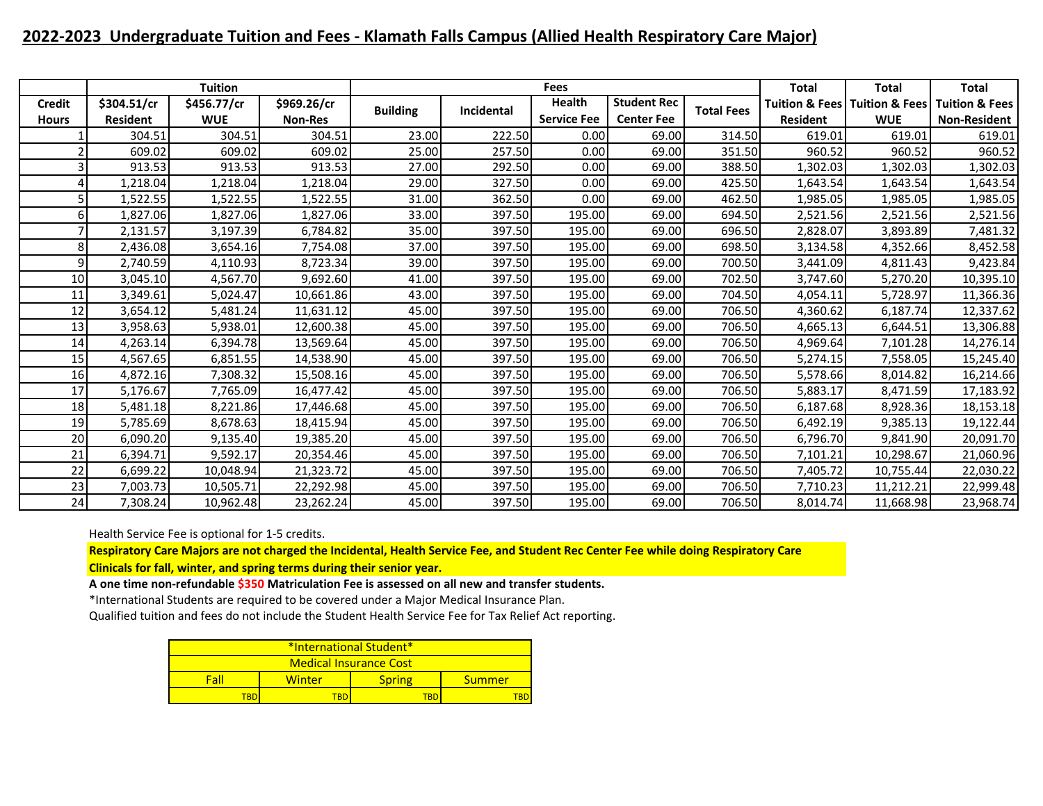## 2022-2023 Undergraduate Tuition and Fees - Klamath Falls Campus (Allied Health Respiratory Care Major)

| | Tuition | | | Fees | | | | | Total | Total | Total |
|---|---|---|---|---|---|---|---|---|---|---|---|
| Credit Hours | $304.51/cr Resident | $456.77/cr WUE | $969.26/cr Non-Res | Building | Incidental | Health Service Fee | Student Rec Center Fee | Total Fees | Tuition & Fees Resident | Tuition & Fees WUE | Tuition & Fees Non-Resident |
| 1 | 304.51 | 304.51 | 304.51 | 23.00 | 222.50 | 0.00 | 69.00 | 314.50 | 619.01 | 619.01 | 619.01 |
| 2 | 609.02 | 609.02 | 609.02 | 25.00 | 257.50 | 0.00 | 69.00 | 351.50 | 960.52 | 960.52 | 960.52 |
| 3 | 913.53 | 913.53 | 913.53 | 27.00 | 292.50 | 0.00 | 69.00 | 388.50 | 1,302.03 | 1,302.03 | 1,302.03 |
| 4 | 1,218.04 | 1,218.04 | 1,218.04 | 29.00 | 327.50 | 0.00 | 69.00 | 425.50 | 1,643.54 | 1,643.54 | 1,643.54 |
| 5 | 1,522.55 | 1,522.55 | 1,522.55 | 31.00 | 362.50 | 0.00 | 69.00 | 462.50 | 1,985.05 | 1,985.05 | 1,985.05 |
| 6 | 1,827.06 | 1,827.06 | 1,827.06 | 33.00 | 397.50 | 195.00 | 69.00 | 694.50 | 2,521.56 | 2,521.56 | 2,521.56 |
| 7 | 2,131.57 | 3,197.39 | 6,784.82 | 35.00 | 397.50 | 195.00 | 69.00 | 696.50 | 2,828.07 | 3,893.89 | 7,481.32 |
| 8 | 2,436.08 | 3,654.16 | 7,754.08 | 37.00 | 397.50 | 195.00 | 69.00 | 698.50 | 3,134.58 | 4,352.66 | 8,452.58 |
| 9 | 2,740.59 | 4,110.93 | 8,723.34 | 39.00 | 397.50 | 195.00 | 69.00 | 700.50 | 3,441.09 | 4,811.43 | 9,423.84 |
| 10 | 3,045.10 | 4,567.70 | 9,692.60 | 41.00 | 397.50 | 195.00 | 69.00 | 702.50 | 3,747.60 | 5,270.20 | 10,395.10 |
| 11 | 3,349.61 | 5,024.47 | 10,661.86 | 43.00 | 397.50 | 195.00 | 69.00 | 704.50 | 4,054.11 | 5,728.97 | 11,366.36 |
| 12 | 3,654.12 | 5,481.24 | 11,631.12 | 45.00 | 397.50 | 195.00 | 69.00 | 706.50 | 4,360.62 | 6,187.74 | 12,337.62 |
| 13 | 3,958.63 | 5,938.01 | 12,600.38 | 45.00 | 397.50 | 195.00 | 69.00 | 706.50 | 4,665.13 | 6,644.51 | 13,306.88 |
| 14 | 4,263.14 | 6,394.78 | 13,569.64 | 45.00 | 397.50 | 195.00 | 69.00 | 706.50 | 4,969.64 | 7,101.28 | 14,276.14 |
| 15 | 4,567.65 | 6,851.55 | 14,538.90 | 45.00 | 397.50 | 195.00 | 69.00 | 706.50 | 5,274.15 | 7,558.05 | 15,245.40 |
| 16 | 4,872.16 | 7,308.32 | 15,508.16 | 45.00 | 397.50 | 195.00 | 69.00 | 706.50 | 5,578.66 | 8,014.82 | 16,214.66 |
| 17 | 5,176.67 | 7,765.09 | 16,477.42 | 45.00 | 397.50 | 195.00 | 69.00 | 706.50 | 5,883.17 | 8,471.59 | 17,183.92 |
| 18 | 5,481.18 | 8,221.86 | 17,446.68 | 45.00 | 397.50 | 195.00 | 69.00 | 706.50 | 6,187.68 | 8,928.36 | 18,153.18 |
| 19 | 5,785.69 | 8,678.63 | 18,415.94 | 45.00 | 397.50 | 195.00 | 69.00 | 706.50 | 6,492.19 | 9,385.13 | 19,122.44 |
| 20 | 6,090.20 | 9,135.40 | 19,385.20 | 45.00 | 397.50 | 195.00 | 69.00 | 706.50 | 6,796.70 | 9,841.90 | 20,091.70 |
| 21 | 6,394.71 | 9,592.17 | 20,354.46 | 45.00 | 397.50 | 195.00 | 69.00 | 706.50 | 7,101.21 | 10,298.67 | 21,060.96 |
| 22 | 6,699.22 | 10,048.94 | 21,323.72 | 45.00 | 397.50 | 195.00 | 69.00 | 706.50 | 7,405.72 | 10,755.44 | 22,030.22 |
| 23 | 7,003.73 | 10,505.71 | 22,292.98 | 45.00 | 397.50 | 195.00 | 69.00 | 706.50 | 7,710.23 | 11,212.21 | 22,999.48 |
| 24 | 7,308.24 | 10,962.48 | 23,262.24 | 45.00 | 397.50 | 195.00 | 69.00 | 706.50 | 8,014.74 | 11,668.98 | 23,968.74 |

Health Service Fee is optional for 1-5 credits.

**Respiratory Care Majors are not charged the Incidental, Health Service Fee, and Student Rec Center Fee while doing Respiratory Care Clinicals for fall, winter, and spring terms during their senior year.**

**A one time non-refundable $350 Matriculation Fee is assessed on all new and transfer students.**

*International Students are required to be covered under a Major Medical Insurance Plan.

Qualified tuition and fees do not include the Student Health Service Fee for Tax Relief Act reporting.

| *International Student* Medical Insurance Cost | | | |
|---|---|---|---|
| Fall | Winter | Spring | Summer |
| TBD | TBD | TBD | TBD |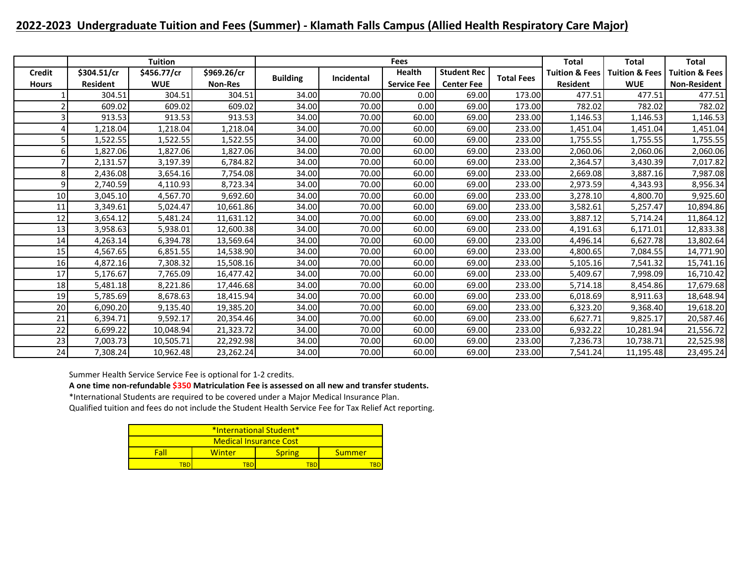## 2022-2023 Undergraduate Tuition and Fees (Summer) - Klamath Falls Campus (Allied Health Respiratory Care Major)

| | Tuition | | | Fees | | | | | Total | Total | Total |
|---|---|---|---|---|---|---|---|---|---|---|---|
| Credit Hours | $304.51/cr Resident | $456.77/cr WUE | $969.26/cr Non-Res | Building | Incidental | Health Service Fee | Student Rec Center Fee | Total Fees | Tuition & Fees Resident | Tuition & Fees WUE | Tuition & Fees Non-Resident |
| 1 | 304.51 | 304.51 | 304.51 | 34.00 | 70.00 | 0.00 | 69.00 | 173.00 | 477.51 | 477.51 | 477.51 |
| 2 | 609.02 | 609.02 | 609.02 | 34.00 | 70.00 | 0.00 | 69.00 | 173.00 | 782.02 | 782.02 | 782.02 |
| 3 | 913.53 | 913.53 | 913.53 | 34.00 | 70.00 | 60.00 | 69.00 | 233.00 | 1,146.53 | 1,146.53 | 1,146.53 |
| 4 | 1,218.04 | 1,218.04 | 1,218.04 | 34.00 | 70.00 | 60.00 | 69.00 | 233.00 | 1,451.04 | 1,451.04 | 1,451.04 |
| 5 | 1,522.55 | 1,522.55 | 1,522.55 | 34.00 | 70.00 | 60.00 | 69.00 | 233.00 | 1,755.55 | 1,755.55 | 1,755.55 |
| 6 | 1,827.06 | 1,827.06 | 1,827.06 | 34.00 | 70.00 | 60.00 | 69.00 | 233.00 | 2,060.06 | 2,060.06 | 2,060.06 |
| 7 | 2,131.57 | 3,197.39 | 6,784.82 | 34.00 | 70.00 | 60.00 | 69.00 | 233.00 | 2,364.57 | 3,430.39 | 7,017.82 |
| 8 | 2,436.08 | 3,654.16 | 7,754.08 | 34.00 | 70.00 | 60.00 | 69.00 | 233.00 | 2,669.08 | 3,887.16 | 7,987.08 |
| 9 | 2,740.59 | 4,110.93 | 8,723.34 | 34.00 | 70.00 | 60.00 | 69.00 | 233.00 | 2,973.59 | 4,343.93 | 8,956.34 |
| 10 | 3,045.10 | 4,567.70 | 9,692.60 | 34.00 | 70.00 | 60.00 | 69.00 | 233.00 | 3,278.10 | 4,800.70 | 9,925.60 |
| 11 | 3,349.61 | 5,024.47 | 10,661.86 | 34.00 | 70.00 | 60.00 | 69.00 | 233.00 | 3,582.61 | 5,257.47 | 10,894.86 |
| 12 | 3,654.12 | 5,481.24 | 11,631.12 | 34.00 | 70.00 | 60.00 | 69.00 | 233.00 | 3,887.12 | 5,714.24 | 11,864.12 |
| 13 | 3,958.63 | 5,938.01 | 12,600.38 | 34.00 | 70.00 | 60.00 | 69.00 | 233.00 | 4,191.63 | 6,171.01 | 12,833.38 |
| 14 | 4,263.14 | 6,394.78 | 13,569.64 | 34.00 | 70.00 | 60.00 | 69.00 | 233.00 | 4,496.14 | 6,627.78 | 13,802.64 |
| 15 | 4,567.65 | 6,851.55 | 14,538.90 | 34.00 | 70.00 | 60.00 | 69.00 | 233.00 | 4,800.65 | 7,084.55 | 14,771.90 |
| 16 | 4,872.16 | 7,308.32 | 15,508.16 | 34.00 | 70.00 | 60.00 | 69.00 | 233.00 | 5,105.16 | 7,541.32 | 15,741.16 |
| 17 | 5,176.67 | 7,765.09 | 16,477.42 | 34.00 | 70.00 | 60.00 | 69.00 | 233.00 | 5,409.67 | 7,998.09 | 16,710.42 |
| 18 | 5,481.18 | 8,221.86 | 17,446.68 | 34.00 | 70.00 | 60.00 | 69.00 | 233.00 | 5,714.18 | 8,454.86 | 17,679.68 |
| 19 | 5,785.69 | 8,678.63 | 18,415.94 | 34.00 | 70.00 | 60.00 | 69.00 | 233.00 | 6,018.69 | 8,911.63 | 18,648.94 |
| 20 | 6,090.20 | 9,135.40 | 19,385.20 | 34.00 | 70.00 | 60.00 | 69.00 | 233.00 | 6,323.20 | 9,368.40 | 19,618.20 |
| 21 | 6,394.71 | 9,592.17 | 20,354.46 | 34.00 | 70.00 | 60.00 | 69.00 | 233.00 | 6,627.71 | 9,825.17 | 20,587.46 |
| 22 | 6,699.22 | 10,048.94 | 21,323.72 | 34.00 | 70.00 | 60.00 | 69.00 | 233.00 | 6,932.22 | 10,281.94 | 21,556.72 |
| 23 | 7,003.73 | 10,505.71 | 22,292.98 | 34.00 | 70.00 | 60.00 | 69.00 | 233.00 | 7,236.73 | 10,738.71 | 22,525.98 |
| 24 | 7,308.24 | 10,962.48 | 23,262.24 | 34.00 | 70.00 | 60.00 | 69.00 | 233.00 | 7,541.24 | 11,195.48 | 23,495.24 |

Summer Health Service Service Fee is optional for 1-2 credits.

**A one time non-refundable $350 Matriculation Fee is assessed on all new and transfer students.**

*International Students are required to be covered under a Major Medical Insurance Plan.

Qualified tuition and fees do not include the Student Health Service Fee for Tax Relief Act reporting.

| *International Student* Medical Insurance Cost | | | |
|---|---|---|---|
| Fall | Winter | Spring | Summer |
| TBD | TBD | TBD | TBD |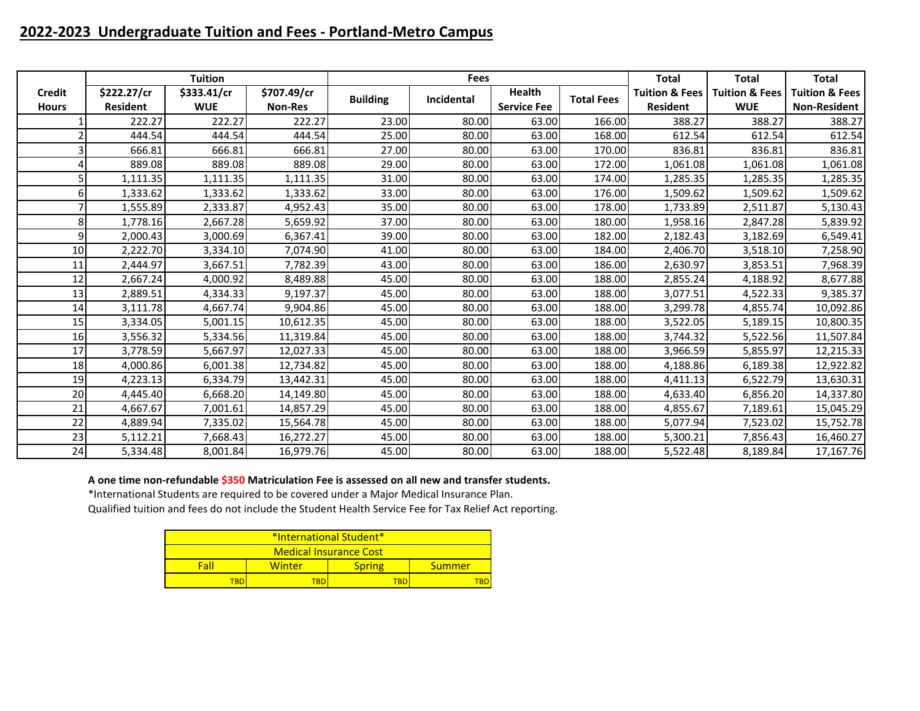## 2022-2023 Undergraduate Tuition and Fees - Portland-Metro Campus

| Credit Hours | Tuition | | | Fees | | | | Total Tuition & Fees | Total Tuition & Fees | Total Tuition & Fees |
|---|---|---|---|---|---|---|---|---|---|---|
| | $222.27/cr Resident | $333.41/cr WUE | $707.49/cr Non-Res | Building | Incidental | Health Service Fee | Total Fees | Resident | WUE | Non-Resident |
| 1 | 222.27 | 222.27 | 222.27 | 23.00 | 80.00 | 63.00 | 166.00 | 388.27 | 388.27 | 388.27 |
| 2 | 444.54 | 444.54 | 444.54 | 25.00 | 80.00 | 63.00 | 168.00 | 612.54 | 612.54 | 612.54 |
| 3 | 666.81 | 666.81 | 666.81 | 27.00 | 80.00 | 63.00 | 170.00 | 836.81 | 836.81 | 836.81 |
| 4 | 889.08 | 889.08 | 889.08 | 29.00 | 80.00 | 63.00 | 172.00 | 1,061.08 | 1,061.08 | 1,061.08 |
| 5 | 1,111.35 | 1,111.35 | 1,111.35 | 31.00 | 80.00 | 63.00 | 174.00 | 1,285.35 | 1,285.35 | 1,285.35 |
| 6 | 1,333.62 | 1,333.62 | 1,333.62 | 33.00 | 80.00 | 63.00 | 176.00 | 1,509.62 | 1,509.62 | 1,509.62 |
| 7 | 1,555.89 | 2,333.87 | 4,952.43 | 35.00 | 80.00 | 63.00 | 178.00 | 1,733.89 | 2,511.87 | 5,130.43 |
| 8 | 1,778.16 | 2,667.28 | 5,659.92 | 37.00 | 80.00 | 63.00 | 180.00 | 1,958.16 | 2,847.28 | 5,839.92 |
| 9 | 2,000.43 | 3,000.69 | 6,367.41 | 39.00 | 80.00 | 63.00 | 182.00 | 2,182.43 | 3,182.69 | 6,549.41 |
| 10 | 2,222.70 | 3,334.10 | 7,074.90 | 41.00 | 80.00 | 63.00 | 184.00 | 2,406.70 | 3,518.10 | 7,258.90 |
| 11 | 2,444.97 | 3,667.51 | 7,782.39 | 43.00 | 80.00 | 63.00 | 186.00 | 2,630.97 | 3,853.51 | 7,968.39 |
| 12 | 2,667.24 | 4,000.92 | 8,489.88 | 45.00 | 80.00 | 63.00 | 188.00 | 2,855.24 | 4,188.92 | 8,677.88 |
| 13 | 2,889.51 | 4,334.33 | 9,197.37 | 45.00 | 80.00 | 63.00 | 188.00 | 3,077.51 | 4,522.33 | 9,385.37 |
| 14 | 3,111.78 | 4,667.74 | 9,904.86 | 45.00 | 80.00 | 63.00 | 188.00 | 3,299.78 | 4,855.74 | 10,092.86 |
| 15 | 3,334.05 | 5,001.15 | 10,612.35 | 45.00 | 80.00 | 63.00 | 188.00 | 3,522.05 | 5,189.15 | 10,800.35 |
| 16 | 3,556.32 | 5,334.56 | 11,319.84 | 45.00 | 80.00 | 63.00 | 188.00 | 3,744.32 | 5,522.56 | 11,507.84 |
| 17 | 3,778.59 | 5,667.97 | 12,027.33 | 45.00 | 80.00 | 63.00 | 188.00 | 3,966.59 | 5,855.97 | 12,215.33 |
| 18 | 4,000.86 | 6,001.38 | 12,734.82 | 45.00 | 80.00 | 63.00 | 188.00 | 4,188.86 | 6,189.38 | 12,922.82 |
| 19 | 4,223.13 | 6,334.79 | 13,442.31 | 45.00 | 80.00 | 63.00 | 188.00 | 4,411.13 | 6,522.79 | 13,630.31 |
| 20 | 4,445.40 | 6,668.20 | 14,149.80 | 45.00 | 80.00 | 63.00 | 188.00 | 4,633.40 | 6,856.20 | 14,337.80 |
| 21 | 4,667.67 | 7,001.61 | 14,857.29 | 45.00 | 80.00 | 63.00 | 188.00 | 4,855.67 | 7,189.61 | 15,045.29 |
| 22 | 4,889.94 | 7,335.02 | 15,564.78 | 45.00 | 80.00 | 63.00 | 188.00 | 5,077.94 | 7,523.02 | 15,752.78 |
| 23 | 5,112.21 | 7,668.43 | 16,272.27 | 45.00 | 80.00 | 63.00 | 188.00 | 5,300.21 | 7,856.43 | 16,460.27 |
| 24 | 5,334.48 | 8,001.84 | 16,979.76 | 45.00 | 80.00 | 63.00 | 188.00 | 5,522.48 | 8,189.84 | 17,167.76 |

**A one time non-refundable $350 Matriculation Fee is assessed on all new and transfer students.**

*International Students are required to be covered under a Major Medical Insurance Plan.

Qualified tuition and fees do not include the Student Health Service Fee for Tax Relief Act reporting.

| *International Student* Medical Insurance Cost | | | |
|---|---|---|---|
| Fall | Winter | Spring | Summer |
| TBD | TBD | TBD | TBD |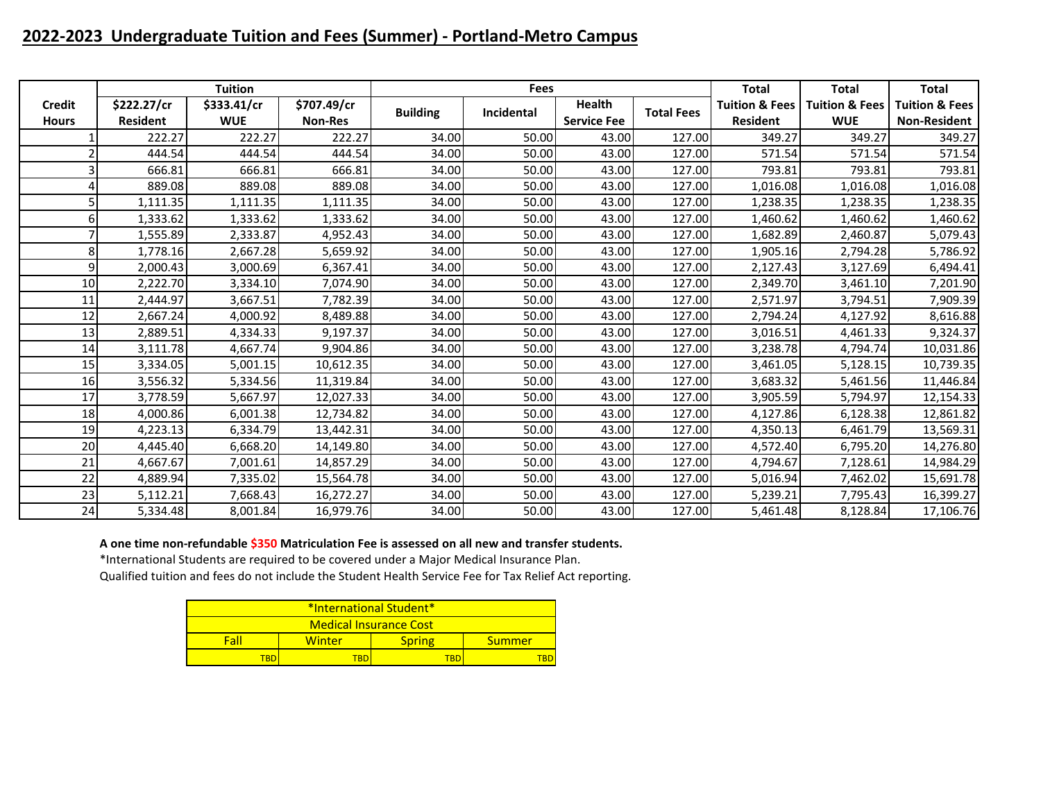## 2022-2023 Undergraduate Tuition and Fees (Summer) - Portland-Metro Campus

| Credit Hours | Tuition | | | Fees | | | | Total Tuition & Fees | Total Tuition & Fees | Total Tuition & Fees |
|---|---|---|---|---|---|---|---|---|---|---|
| | $222.27/cr Resident | $333.41/cr WUE | $707.49/cr Non-Res | Building | Incidental | Health Service Fee | Total Fees | Resident | WUE | Non-Resident |
| 1 | 222.27 | 222.27 | 222.27 | 34.00 | 50.00 | 43.00 | 127.00 | 349.27 | 349.27 | 349.27 |
| 2 | 444.54 | 444.54 | 444.54 | 34.00 | 50.00 | 43.00 | 127.00 | 571.54 | 571.54 | 571.54 |
| 3 | 666.81 | 666.81 | 666.81 | 34.00 | 50.00 | 43.00 | 127.00 | 793.81 | 793.81 | 793.81 |
| 4 | 889.08 | 889.08 | 889.08 | 34.00 | 50.00 | 43.00 | 127.00 | 1,016.08 | 1,016.08 | 1,016.08 |
| 5 | 1,111.35 | 1,111.35 | 1,111.35 | 34.00 | 50.00 | 43.00 | 127.00 | 1,238.35 | 1,238.35 | 1,238.35 |
| 6 | 1,333.62 | 1,333.62 | 1,333.62 | 34.00 | 50.00 | 43.00 | 127.00 | 1,460.62 | 1,460.62 | 1,460.62 |
| 7 | 1,555.89 | 2,333.87 | 4,952.43 | 34.00 | 50.00 | 43.00 | 127.00 | 1,682.89 | 2,460.87 | 5,079.43 |
| 8 | 1,778.16 | 2,667.28 | 5,659.92 | 34.00 | 50.00 | 43.00 | 127.00 | 1,905.16 | 2,794.28 | 5,786.92 |
| 9 | 2,000.43 | 3,000.69 | 6,367.41 | 34.00 | 50.00 | 43.00 | 127.00 | 2,127.43 | 3,127.69 | 6,494.41 |
| 10 | 2,222.70 | 3,334.10 | 7,074.90 | 34.00 | 50.00 | 43.00 | 127.00 | 2,349.70 | 3,461.10 | 7,201.90 |
| 11 | 2,444.97 | 3,667.51 | 7,782.39 | 34.00 | 50.00 | 43.00 | 127.00 | 2,571.97 | 3,794.51 | 7,909.39 |
| 12 | 2,667.24 | 4,000.92 | 8,489.88 | 34.00 | 50.00 | 43.00 | 127.00 | 2,794.24 | 4,127.92 | 8,616.88 |
| 13 | 2,889.51 | 4,334.33 | 9,197.37 | 34.00 | 50.00 | 43.00 | 127.00 | 3,016.51 | 4,461.33 | 9,324.37 |
| 14 | 3,111.78 | 4,667.74 | 9,904.86 | 34.00 | 50.00 | 43.00 | 127.00 | 3,238.78 | 4,794.74 | 10,031.86 |
| 15 | 3,334.05 | 5,001.15 | 10,612.35 | 34.00 | 50.00 | 43.00 | 127.00 | 3,461.05 | 5,128.15 | 10,739.35 |
| 16 | 3,556.32 | 5,334.56 | 11,319.84 | 34.00 | 50.00 | 43.00 | 127.00 | 3,683.32 | 5,461.56 | 11,446.84 |
| 17 | 3,778.59 | 5,667.97 | 12,027.33 | 34.00 | 50.00 | 43.00 | 127.00 | 3,905.59 | 5,794.97 | 12,154.33 |
| 18 | 4,000.86 | 6,001.38 | 12,734.82 | 34.00 | 50.00 | 43.00 | 127.00 | 4,127.86 | 6,128.38 | 12,861.82 |
| 19 | 4,223.13 | 6,334.79 | 13,442.31 | 34.00 | 50.00 | 43.00 | 127.00 | 4,350.13 | 6,461.79 | 13,569.31 |
| 20 | 4,445.40 | 6,668.20 | 14,149.80 | 34.00 | 50.00 | 43.00 | 127.00 | 4,572.40 | 6,795.20 | 14,276.80 |
| 21 | 4,667.67 | 7,001.61 | 14,857.29 | 34.00 | 50.00 | 43.00 | 127.00 | 4,794.67 | 7,128.61 | 14,984.29 |
| 22 | 4,889.94 | 7,335.02 | 15,564.78 | 34.00 | 50.00 | 43.00 | 127.00 | 5,016.94 | 7,462.02 | 15,691.78 |
| 23 | 5,112.21 | 7,668.43 | 16,272.27 | 34.00 | 50.00 | 43.00 | 127.00 | 5,239.21 | 7,795.43 | 16,399.27 |
| 24 | 5,334.48 | 8,001.84 | 16,979.76 | 34.00 | 50.00 | 43.00 | 127.00 | 5,461.48 | 8,128.84 | 17,106.76 |

**A one time non-refundable $350 Matriculation Fee is assessed on all new and transfer students.**

*International Students are required to be covered under a Major Medical Insurance Plan.

Qualified tuition and fees do not include the Student Health Service Fee for Tax Relief Act reporting.

| *International Student* Medical Insurance Cost | | | |
|---|---|---|---|
| Fall | Winter | Spring | Summer |
| TBD | TBD | TBD | TBD |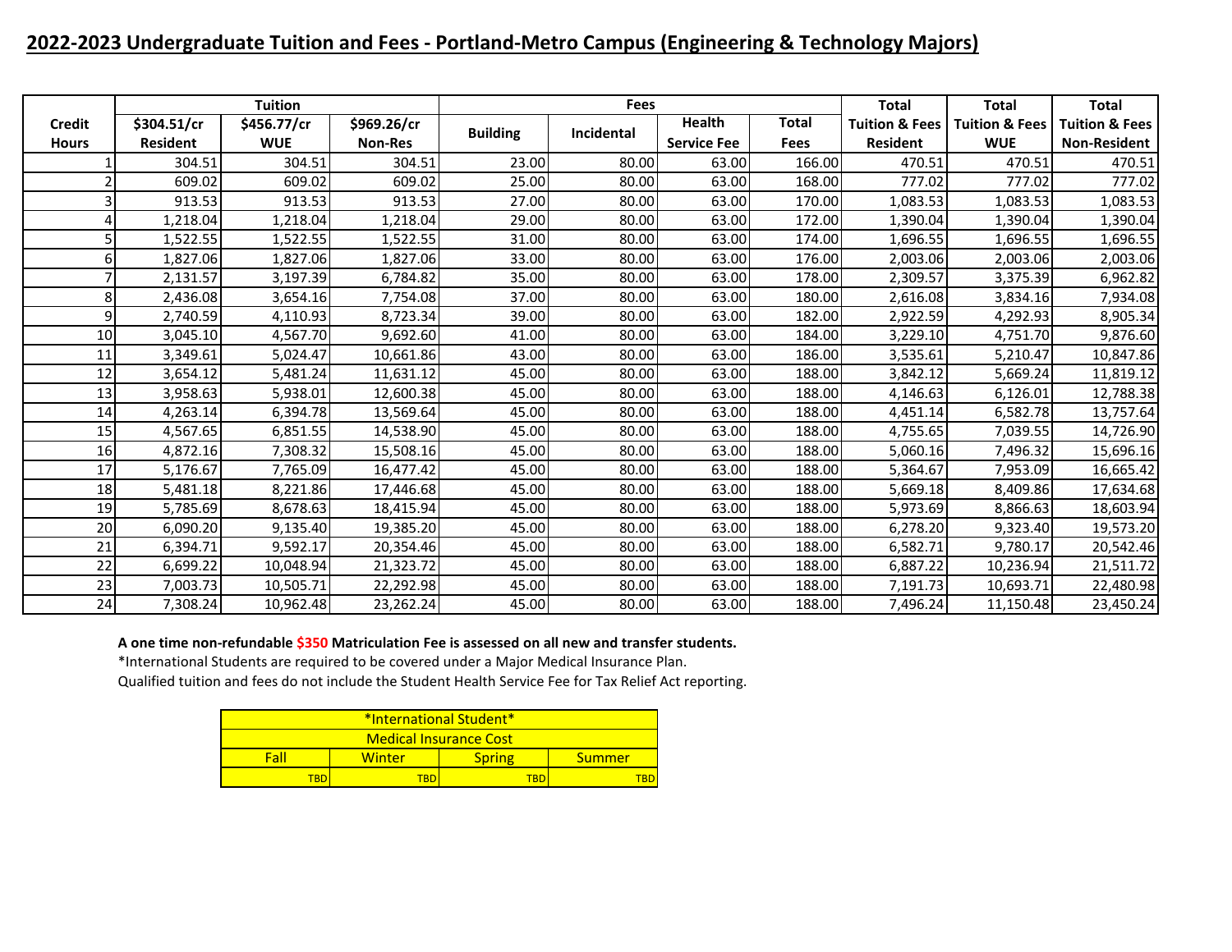## 2022-2023 Undergraduate Tuition and Fees - Portland-Metro Campus (Engineering & Technology Majors)

| Credit Hours | Tuition | | | Fees | | | | Total Tuition & Fees | Total Tuition & Fees | Total Tuition & Fees |
|---|---|---|---|---|---|---|---|---|---|---|
| | $304.51/cr Resident | $456.77/cr WUE | $969.26/cr Non-Res | Building | Incidental | Health Service Fee | Total Fees | Resident | WUE | Non-Resident |
| 1 | 304.51 | 304.51 | 304.51 | 23.00 | 80.00 | 63.00 | 166.00 | 470.51 | 470.51 | 470.51 |
| 2 | 609.02 | 609.02 | 609.02 | 25.00 | 80.00 | 63.00 | 168.00 | 777.02 | 777.02 | 777.02 |
| 3 | 913.53 | 913.53 | 913.53 | 27.00 | 80.00 | 63.00 | 170.00 | 1,083.53 | 1,083.53 | 1,083.53 |
| 4 | 1,218.04 | 1,218.04 | 1,218.04 | 29.00 | 80.00 | 63.00 | 172.00 | 1,390.04 | 1,390.04 | 1,390.04 |
| 5 | 1,522.55 | 1,522.55 | 1,522.55 | 31.00 | 80.00 | 63.00 | 174.00 | 1,696.55 | 1,696.55 | 1,696.55 |
| 6 | 1,827.06 | 1,827.06 | 1,827.06 | 33.00 | 80.00 | 63.00 | 176.00 | 2,003.06 | 2,003.06 | 2,003.06 |
| 7 | 2,131.57 | 3,197.39 | 6,784.82 | 35.00 | 80.00 | 63.00 | 178.00 | 2,309.57 | 3,375.39 | 6,962.82 |
| 8 | 2,436.08 | 3,654.16 | 7,754.08 | 37.00 | 80.00 | 63.00 | 180.00 | 2,616.08 | 3,834.16 | 7,934.08 |
| 9 | 2,740.59 | 4,110.93 | 8,723.34 | 39.00 | 80.00 | 63.00 | 182.00 | 2,922.59 | 4,292.93 | 8,905.34 |
| 10 | 3,045.10 | 4,567.70 | 9,692.60 | 41.00 | 80.00 | 63.00 | 184.00 | 3,229.10 | 4,751.70 | 9,876.60 |
| 11 | 3,349.61 | 5,024.47 | 10,661.86 | 43.00 | 80.00 | 63.00 | 186.00 | 3,535.61 | 5,210.47 | 10,847.86 |
| 12 | 3,654.12 | 5,481.24 | 11,631.12 | 45.00 | 80.00 | 63.00 | 188.00 | 3,842.12 | 5,669.24 | 11,819.12 |
| 13 | 3,958.63 | 5,938.01 | 12,600.38 | 45.00 | 80.00 | 63.00 | 188.00 | 4,146.63 | 6,126.01 | 12,788.38 |
| 14 | 4,263.14 | 6,394.78 | 13,569.64 | 45.00 | 80.00 | 63.00 | 188.00 | 4,451.14 | 6,582.78 | 13,757.64 |
| 15 | 4,567.65 | 6,851.55 | 14,538.90 | 45.00 | 80.00 | 63.00 | 188.00 | 4,755.65 | 7,039.55 | 14,726.90 |
| 16 | 4,872.16 | 7,308.32 | 15,508.16 | 45.00 | 80.00 | 63.00 | 188.00 | 5,060.16 | 7,496.32 | 15,696.16 |
| 17 | 5,176.67 | 7,765.09 | 16,477.42 | 45.00 | 80.00 | 63.00 | 188.00 | 5,364.67 | 7,953.09 | 16,665.42 |
| 18 | 5,481.18 | 8,221.86 | 17,446.68 | 45.00 | 80.00 | 63.00 | 188.00 | 5,669.18 | 8,409.86 | 17,634.68 |
| 19 | 5,785.69 | 8,678.63 | 18,415.94 | 45.00 | 80.00 | 63.00 | 188.00 | 5,973.69 | 8,866.63 | 18,603.94 |
| 20 | 6,090.20 | 9,135.40 | 19,385.20 | 45.00 | 80.00 | 63.00 | 188.00 | 6,278.20 | 9,323.40 | 19,573.20 |
| 21 | 6,394.71 | 9,592.17 | 20,354.46 | 45.00 | 80.00 | 63.00 | 188.00 | 6,582.71 | 9,780.17 | 20,542.46 |
| 22 | 6,699.22 | 10,048.94 | 21,323.72 | 45.00 | 80.00 | 63.00 | 188.00 | 6,887.22 | 10,236.94 | 21,511.72 |
| 23 | 7,003.73 | 10,505.71 | 22,292.98 | 45.00 | 80.00 | 63.00 | 188.00 | 7,191.73 | 10,693.71 | 22,480.98 |
| 24 | 7,308.24 | 10,962.48 | 23,262.24 | 45.00 | 80.00 | 63.00 | 188.00 | 7,496.24 | 11,150.48 | 23,450.24 |

**A one time non-refundable $350 Matriculation Fee is assessed on all new and transfer students.**

*International Students are required to be covered under a Major Medical Insurance Plan.

Qualified tuition and fees do not include the Student Health Service Fee for Tax Relief Act reporting.

| *International Student* Medical Insurance Cost | | | |
|---|---|---|---|
| Fall | Winter | Spring | Summer |
| TBD | TBD | TBD | TBD |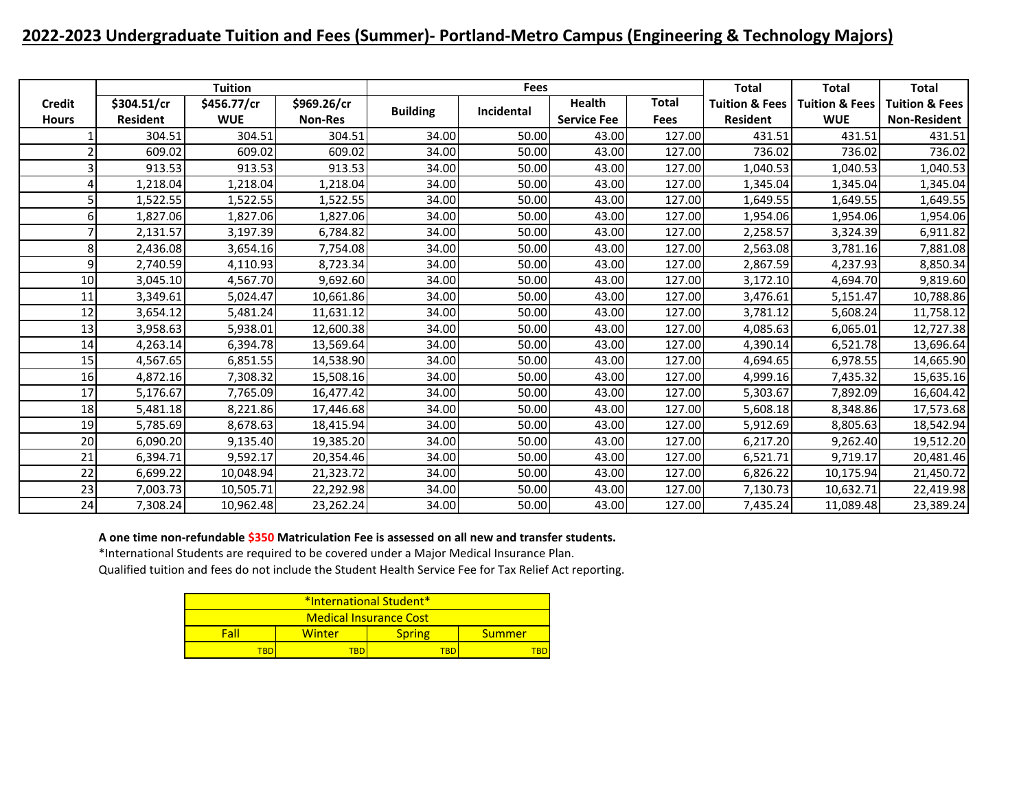# 2022-2023 Undergraduate Tuition and Fees (Summer)- Portland-Metro Campus (Engineering & Technology Majors)

| Credit Hours | Tuition | | | Fees | | | | Total Tuition & Fees | Total Tuition & Fees | Total Tuition & Fees |
|---|---|---|---|---|---|---|---|---|---|---|
| | $304.51/cr Resident | $456.77/cr WUE | $969.26/cr Non-Res | Building | Incidental | Health Service Fee | Total Fees | Resident | WUE | Non-Resident |
| 1 | 304.51 | 304.51 | 304.51 | 34.00 | 50.00 | 43.00 | 127.00 | 431.51 | 431.51 | 431.51 |
| 2 | 609.02 | 609.02 | 609.02 | 34.00 | 50.00 | 43.00 | 127.00 | 736.02 | 736.02 | 736.02 |
| 3 | 913.53 | 913.53 | 913.53 | 34.00 | 50.00 | 43.00 | 127.00 | 1,040.53 | 1,040.53 | 1,040.53 |
| 4 | 1,218.04 | 1,218.04 | 1,218.04 | 34.00 | 50.00 | 43.00 | 127.00 | 1,345.04 | 1,345.04 | 1,345.04 |
| 5 | 1,522.55 | 1,522.55 | 1,522.55 | 34.00 | 50.00 | 43.00 | 127.00 | 1,649.55 | 1,649.55 | 1,649.55 |
| 6 | 1,827.06 | 1,827.06 | 1,827.06 | 34.00 | 50.00 | 43.00 | 127.00 | 1,954.06 | 1,954.06 | 1,954.06 |
| 7 | 2,131.57 | 3,197.39 | 6,784.82 | 34.00 | 50.00 | 43.00 | 127.00 | 2,258.57 | 3,324.39 | 6,911.82 |
| 8 | 2,436.08 | 3,654.16 | 7,754.08 | 34.00 | 50.00 | 43.00 | 127.00 | 2,563.08 | 3,781.16 | 7,881.08 |
| 9 | 2,740.59 | 4,110.93 | 8,723.34 | 34.00 | 50.00 | 43.00 | 127.00 | 2,867.59 | 4,237.93 | 8,850.34 |
| 10 | 3,045.10 | 4,567.70 | 9,692.60 | 34.00 | 50.00 | 43.00 | 127.00 | 3,172.10 | 4,694.70 | 9,819.60 |
| 11 | 3,349.61 | 5,024.47 | 10,661.86 | 34.00 | 50.00 | 43.00 | 127.00 | 3,476.61 | 5,151.47 | 10,788.86 |
| 12 | 3,654.12 | 5,481.24 | 11,631.12 | 34.00 | 50.00 | 43.00 | 127.00 | 3,781.12 | 5,608.24 | 11,758.12 |
| 13 | 3,958.63 | 5,938.01 | 12,600.38 | 34.00 | 50.00 | 43.00 | 127.00 | 4,085.63 | 6,065.01 | 12,727.38 |
| 14 | 4,263.14 | 6,394.78 | 13,569.64 | 34.00 | 50.00 | 43.00 | 127.00 | 4,390.14 | 6,521.78 | 13,696.64 |
| 15 | 4,567.65 | 6,851.55 | 14,538.90 | 34.00 | 50.00 | 43.00 | 127.00 | 4,694.65 | 6,978.55 | 14,665.90 |
| 16 | 4,872.16 | 7,308.32 | 15,508.16 | 34.00 | 50.00 | 43.00 | 127.00 | 4,999.16 | 7,435.32 | 15,635.16 |
| 17 | 5,176.67 | 7,765.09 | 16,477.42 | 34.00 | 50.00 | 43.00 | 127.00 | 5,303.67 | 7,892.09 | 16,604.42 |
| 18 | 5,481.18 | 8,221.86 | 17,446.68 | 34.00 | 50.00 | 43.00 | 127.00 | 5,608.18 | 8,348.86 | 17,573.68 |
| 19 | 5,785.69 | 8,678.63 | 18,415.94 | 34.00 | 50.00 | 43.00 | 127.00 | 5,912.69 | 8,805.63 | 18,542.94 |
| 20 | 6,090.20 | 9,135.40 | 19,385.20 | 34.00 | 50.00 | 43.00 | 127.00 | 6,217.20 | 9,262.40 | 19,512.20 |
| 21 | 6,394.71 | 9,592.17 | 20,354.46 | 34.00 | 50.00 | 43.00 | 127.00 | 6,521.71 | 9,719.17 | 20,481.46 |
| 22 | 6,699.22 | 10,048.94 | 21,323.72 | 34.00 | 50.00 | 43.00 | 127.00 | 6,826.22 | 10,175.94 | 21,450.72 |
| 23 | 7,003.73 | 10,505.71 | 22,292.98 | 34.00 | 50.00 | 43.00 | 127.00 | 7,130.73 | 10,632.71 | 22,419.98 |
| 24 | 7,308.24 | 10,962.48 | 23,262.24 | 34.00 | 50.00 | 43.00 | 127.00 | 7,435.24 | 11,089.48 | 23,389.24 |

**A one time non-refundable $350 Matriculation Fee is assessed on all new and transfer students.**

*International Students are required to be covered under a Major Medical Insurance Plan.

Qualified tuition and fees do not include the Student Health Service Fee for Tax Relief Act reporting.

| *International Student* Medical Insurance Cost | | | |
|---|---|---|---|
| Fall | Winter | Spring | Summer |
| TBD | TBD | TBD | TBD |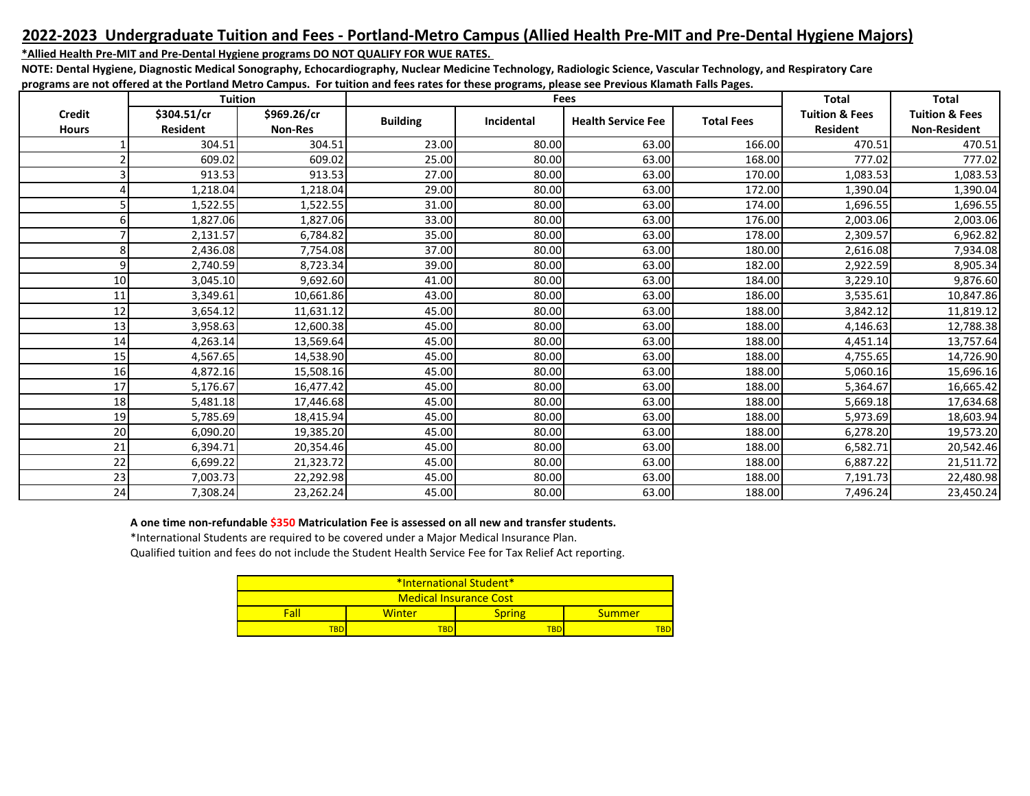## 2022-2023 Undergraduate Tuition and Fees - Portland-Metro Campus (Allied Health Pre-MIT and Pre-Dental Hygiene Majors)

***Allied Health Pre-MIT and Pre-Dental Hygiene programs DO NOT QUALIFY FOR WUE RATES.**

**NOTE: Dental Hygiene, Diagnostic Medical Sonography, Echocardiography, Nuclear Medicine Technology, Radiologic Science, Vascular Technology, and Respiratory Care programs are not offered at the Portland Metro Campus. For tuition and fees rates for these programs, please see Previous Klamath Falls Pages.**

| Credit Hours | Tuition | | Fees | | | | Total Tuition & Fees Resident | Total Tuition & Fees Non-Resident |
|---|---|---|---|---|---|---|---|---|
| | $304.51/cr Resident | $969.26/cr Non-Res | Building | Incidental | Health Service Fee | Total Fees | | |
| 1 | 304.51 | 304.51 | 23.00 | 80.00 | 63.00 | 166.00 | 470.51 | 470.51 |
| 2 | 609.02 | 609.02 | 25.00 | 80.00 | 63.00 | 168.00 | 777.02 | 777.02 |
| 3 | 913.53 | 913.53 | 27.00 | 80.00 | 63.00 | 170.00 | 1,083.53 | 1,083.53 |
| 4 | 1,218.04 | 1,218.04 | 29.00 | 80.00 | 63.00 | 172.00 | 1,390.04 | 1,390.04 |
| 5 | 1,522.55 | 1,522.55 | 31.00 | 80.00 | 63.00 | 174.00 | 1,696.55 | 1,696.55 |
| 6 | 1,827.06 | 1,827.06 | 33.00 | 80.00 | 63.00 | 176.00 | 2,003.06 | 2,003.06 |
| 7 | 2,131.57 | 6,784.82 | 35.00 | 80.00 | 63.00 | 178.00 | 2,309.57 | 6,962.82 |
| 8 | 2,436.08 | 7,754.08 | 37.00 | 80.00 | 63.00 | 180.00 | 2,616.08 | 7,934.08 |
| 9 | 2,740.59 | 8,723.34 | 39.00 | 80.00 | 63.00 | 182.00 | 2,922.59 | 8,905.34 |
| 10 | 3,045.10 | 9,692.60 | 41.00 | 80.00 | 63.00 | 184.00 | 3,229.10 | 9,876.60 |
| 11 | 3,349.61 | 10,661.86 | 43.00 | 80.00 | 63.00 | 186.00 | 3,535.61 | 10,847.86 |
| 12 | 3,654.12 | 11,631.12 | 45.00 | 80.00 | 63.00 | 188.00 | 3,842.12 | 11,819.12 |
| 13 | 3,958.63 | 12,600.38 | 45.00 | 80.00 | 63.00 | 188.00 | 4,146.63 | 12,788.38 |
| 14 | 4,263.14 | 13,569.64 | 45.00 | 80.00 | 63.00 | 188.00 | 4,451.14 | 13,757.64 |
| 15 | 4,567.65 | 14,538.90 | 45.00 | 80.00 | 63.00 | 188.00 | 4,755.65 | 14,726.90 |
| 16 | 4,872.16 | 15,508.16 | 45.00 | 80.00 | 63.00 | 188.00 | 5,060.16 | 15,696.16 |
| 17 | 5,176.67 | 16,477.42 | 45.00 | 80.00 | 63.00 | 188.00 | 5,364.67 | 16,665.42 |
| 18 | 5,481.18 | 17,446.68 | 45.00 | 80.00 | 63.00 | 188.00 | 5,669.18 | 17,634.68 |
| 19 | 5,785.69 | 18,415.94 | 45.00 | 80.00 | 63.00 | 188.00 | 5,973.69 | 18,603.94 |
| 20 | 6,090.20 | 19,385.20 | 45.00 | 80.00 | 63.00 | 188.00 | 6,278.20 | 19,573.20 |
| 21 | 6,394.71 | 20,354.46 | 45.00 | 80.00 | 63.00 | 188.00 | 6,582.71 | 20,542.46 |
| 22 | 6,699.22 | 21,323.72 | 45.00 | 80.00 | 63.00 | 188.00 | 6,887.22 | 21,511.72 |
| 23 | 7,003.73 | 22,292.98 | 45.00 | 80.00 | 63.00 | 188.00 | 7,191.73 | 22,480.98 |
| 24 | 7,308.24 | 23,262.24 | 45.00 | 80.00 | 63.00 | 188.00 | 7,496.24 | 23,450.24 |

**A one time non-refundable $350 Matriculation Fee is assessed on all new and transfer students.**

*International Students are required to be covered under a Major Medical Insurance Plan.

Qualified tuition and fees do not include the Student Health Service Fee for Tax Relief Act reporting.

| *International Student* Medical Insurance Cost | | | |
|---|---|---|---|
| Fall | Winter | Spring | Summer |
| TBD | TBD | TBD | TBD |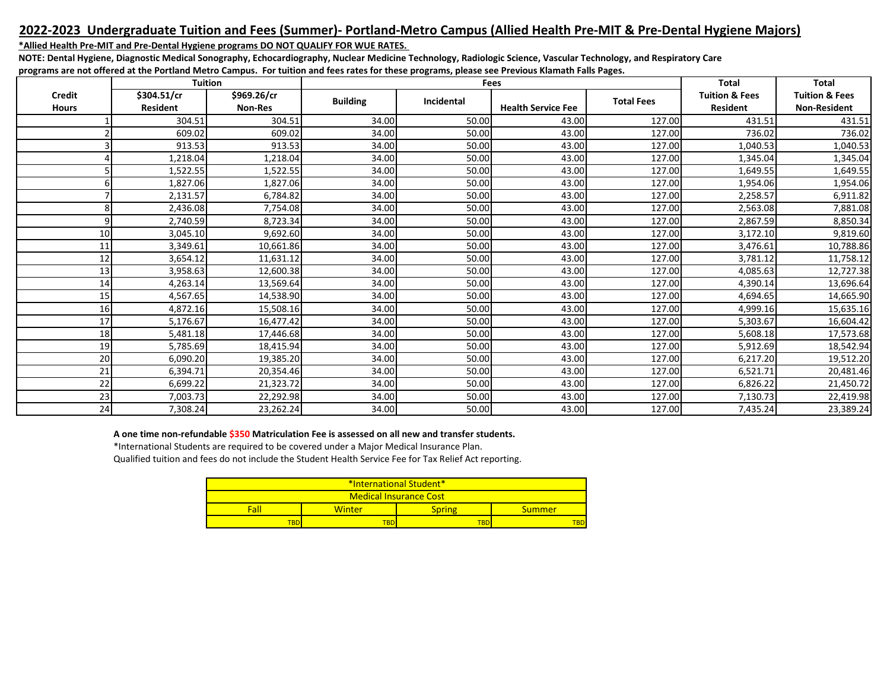## 2022-2023 Undergraduate Tuition and Fees (Summer)- Portland-Metro Campus (Allied Health Pre-MIT & Pre-Dental Hygiene Majors)

**\*Allied Health Pre-MIT and Pre-Dental Hygiene programs DO NOT QUALIFY FOR WUE RATES.**

**NOTE: Dental Hygiene, Diagnostic Medical Sonography, Echocardiography, Nuclear Medicine Technology, Radiologic Science, Vascular Technology, and Respiratory Care programs are not offered at the Portland Metro Campus. For tuition and fees rates for these programs, please see Previous Klamath Falls Pages.**

| Credit Hours | Tuition | | Fees | | | | Total Tuition & Fees Resident | Total Tuition & Fees Non-Resident |
|---|---|---|---|---|---|---|---|---|
| | $304.51/cr Resident | $969.26/cr Non-Res | Building | Incidental | Health Service Fee | Total Fees | | |
| 1 | 304.51 | 304.51 | 34.00 | 50.00 | 43.00 | 127.00 | 431.51 | 431.51 |
| 2 | 609.02 | 609.02 | 34.00 | 50.00 | 43.00 | 127.00 | 736.02 | 736.02 |
| 3 | 913.53 | 913.53 | 34.00 | 50.00 | 43.00 | 127.00 | 1,040.53 | 1,040.53 |
| 4 | 1,218.04 | 1,218.04 | 34.00 | 50.00 | 43.00 | 127.00 | 1,345.04 | 1,345.04 |
| 5 | 1,522.55 | 1,522.55 | 34.00 | 50.00 | 43.00 | 127.00 | 1,649.55 | 1,649.55 |
| 6 | 1,827.06 | 1,827.06 | 34.00 | 50.00 | 43.00 | 127.00 | 1,954.06 | 1,954.06 |
| 7 | 2,131.57 | 6,784.82 | 34.00 | 50.00 | 43.00 | 127.00 | 2,258.57 | 6,911.82 |
| 8 | 2,436.08 | 7,754.08 | 34.00 | 50.00 | 43.00 | 127.00 | 2,563.08 | 7,881.08 |
| 9 | 2,740.59 | 8,723.34 | 34.00 | 50.00 | 43.00 | 127.00 | 2,867.59 | 8,850.34 |
| 10 | 3,045.10 | 9,692.60 | 34.00 | 50.00 | 43.00 | 127.00 | 3,172.10 | 9,819.60 |
| 11 | 3,349.61 | 10,661.86 | 34.00 | 50.00 | 43.00 | 127.00 | 3,476.61 | 10,788.86 |
| 12 | 3,654.12 | 11,631.12 | 34.00 | 50.00 | 43.00 | 127.00 | 3,781.12 | 11,758.12 |
| 13 | 3,958.63 | 12,600.38 | 34.00 | 50.00 | 43.00 | 127.00 | 4,085.63 | 12,727.38 |
| 14 | 4,263.14 | 13,569.64 | 34.00 | 50.00 | 43.00 | 127.00 | 4,390.14 | 13,696.64 |
| 15 | 4,567.65 | 14,538.90 | 34.00 | 50.00 | 43.00 | 127.00 | 4,694.65 | 14,665.90 |
| 16 | 4,872.16 | 15,508.16 | 34.00 | 50.00 | 43.00 | 127.00 | 4,999.16 | 15,635.16 |
| 17 | 5,176.67 | 16,477.42 | 34.00 | 50.00 | 43.00 | 127.00 | 5,303.67 | 16,604.42 |
| 18 | 5,481.18 | 17,446.68 | 34.00 | 50.00 | 43.00 | 127.00 | 5,608.18 | 17,573.68 |
| 19 | 5,785.69 | 18,415.94 | 34.00 | 50.00 | 43.00 | 127.00 | 5,912.69 | 18,542.94 |
| 20 | 6,090.20 | 19,385.20 | 34.00 | 50.00 | 43.00 | 127.00 | 6,217.20 | 19,512.20 |
| 21 | 6,394.71 | 20,354.46 | 34.00 | 50.00 | 43.00 | 127.00 | 6,521.71 | 20,481.46 |
| 22 | 6,699.22 | 21,323.72 | 34.00 | 50.00 | 43.00 | 127.00 | 6,826.22 | 21,450.72 |
| 23 | 7,003.73 | 22,292.98 | 34.00 | 50.00 | 43.00 | 127.00 | 7,130.73 | 22,419.98 |
| 24 | 7,308.24 | 23,262.24 | 34.00 | 50.00 | 43.00 | 127.00 | 7,435.24 | 23,389.24 |

**A one time non-refundable $350 Matriculation Fee is assessed on all new and transfer students.**

*International Students are required to be covered under a Major Medical Insurance Plan.

Qualified tuition and fees do not include the Student Health Service Fee for Tax Relief Act reporting.

| \*International Student\* Medical Insurance Cost | | | |
|---|---|---|---|
| Fall | Winter | Spring | Summer |
| TBD | TBD | TBD | TBD |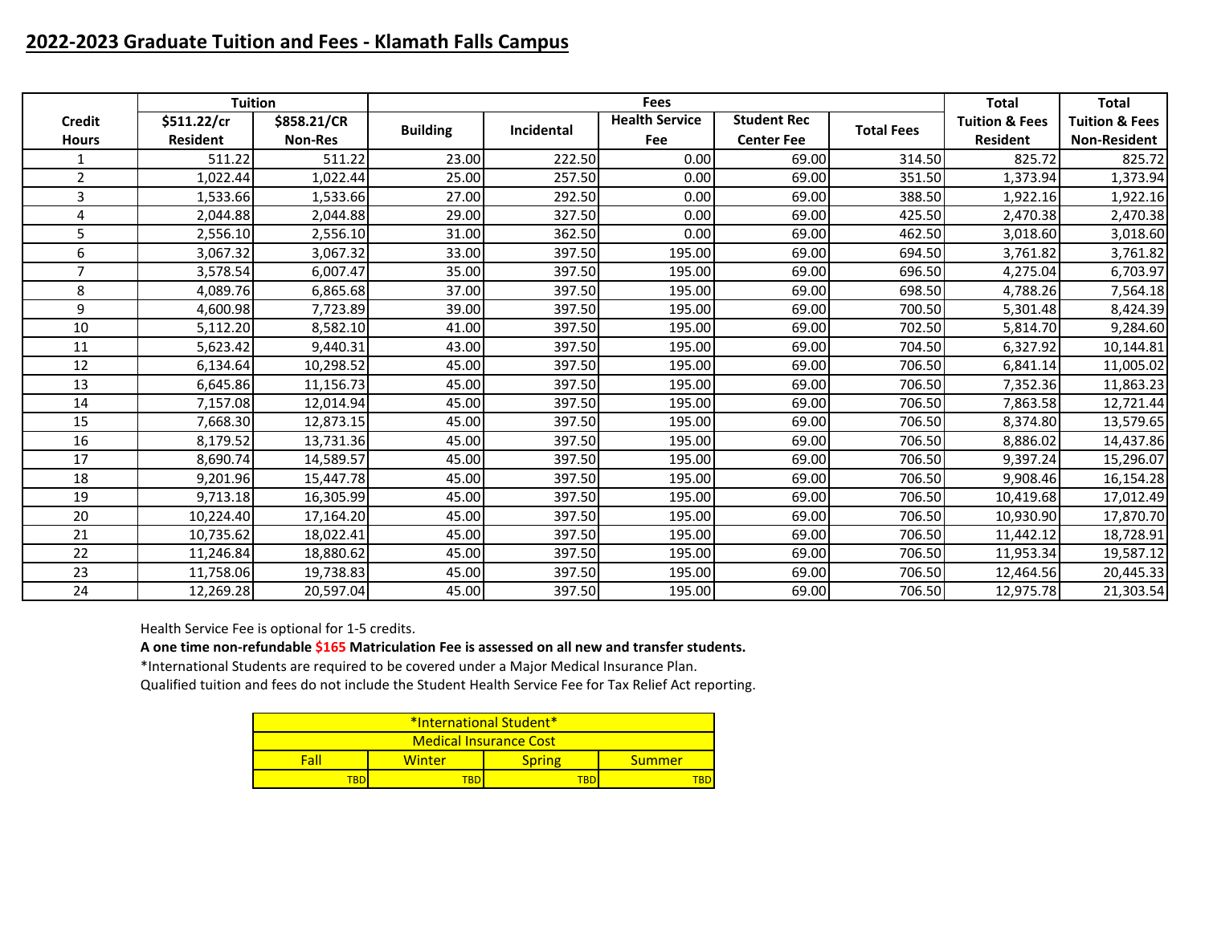## 2022-2023 Graduate Tuition and Fees - Klamath Falls Campus

| Credit Hours | Tuition | | Fees | | | | | Total | Total |
|---|---|---|---|---|---|---|---|---|---|
| | $511.22/cr Resident | $858.21/CR Non-Res | Building | Incidental | Health Service Fee | Student Rec Center Fee | Total Fees | Tuition & Fees Resident | Tuition & Fees Non-Resident |
| 1 | 511.22 | 511.22 | 23.00 | 222.50 | 0.00 | 69.00 | 314.50 | 825.72 | 825.72 |
| 2 | 1,022.44 | 1,022.44 | 25.00 | 257.50 | 0.00 | 69.00 | 351.50 | 1,373.94 | 1,373.94 |
| 3 | 1,533.66 | 1,533.66 | 27.00 | 292.50 | 0.00 | 69.00 | 388.50 | 1,922.16 | 1,922.16 |
| 4 | 2,044.88 | 2,044.88 | 29.00 | 327.50 | 0.00 | 69.00 | 425.50 | 2,470.38 | 2,470.38 |
| 5 | 2,556.10 | 2,556.10 | 31.00 | 362.50 | 0.00 | 69.00 | 462.50 | 3,018.60 | 3,018.60 |
| 6 | 3,067.32 | 3,067.32 | 33.00 | 397.50 | 195.00 | 69.00 | 694.50 | 3,761.82 | 3,761.82 |
| 7 | 3,578.54 | 6,007.47 | 35.00 | 397.50 | 195.00 | 69.00 | 696.50 | 4,275.04 | 6,703.97 |
| 8 | 4,089.76 | 6,865.68 | 37.00 | 397.50 | 195.00 | 69.00 | 698.50 | 4,788.26 | 7,564.18 |
| 9 | 4,600.98 | 7,723.89 | 39.00 | 397.50 | 195.00 | 69.00 | 700.50 | 5,301.48 | 8,424.39 |
| 10 | 5,112.20 | 8,582.10 | 41.00 | 397.50 | 195.00 | 69.00 | 702.50 | 5,814.70 | 9,284.60 |
| 11 | 5,623.42 | 9,440.31 | 43.00 | 397.50 | 195.00 | 69.00 | 704.50 | 6,327.92 | 10,144.81 |
| 12 | 6,134.64 | 10,298.52 | 45.00 | 397.50 | 195.00 | 69.00 | 706.50 | 6,841.14 | 11,005.02 |
| 13 | 6,645.86 | 11,156.73 | 45.00 | 397.50 | 195.00 | 69.00 | 706.50 | 7,352.36 | 11,863.23 |
| 14 | 7,157.08 | 12,014.94 | 45.00 | 397.50 | 195.00 | 69.00 | 706.50 | 7,863.58 | 12,721.44 |
| 15 | 7,668.30 | 12,873.15 | 45.00 | 397.50 | 195.00 | 69.00 | 706.50 | 8,374.80 | 13,579.65 |
| 16 | 8,179.52 | 13,731.36 | 45.00 | 397.50 | 195.00 | 69.00 | 706.50 | 8,886.02 | 14,437.86 |
| 17 | 8,690.74 | 14,589.57 | 45.00 | 397.50 | 195.00 | 69.00 | 706.50 | 9,397.24 | 15,296.07 |
| 18 | 9,201.96 | 15,447.78 | 45.00 | 397.50 | 195.00 | 69.00 | 706.50 | 9,908.46 | 16,154.28 |
| 19 | 9,713.18 | 16,305.99 | 45.00 | 397.50 | 195.00 | 69.00 | 706.50 | 10,419.68 | 17,012.49 |
| 20 | 10,224.40 | 17,164.20 | 45.00 | 397.50 | 195.00 | 69.00 | 706.50 | 10,930.90 | 17,870.70 |
| 21 | 10,735.62 | 18,022.41 | 45.00 | 397.50 | 195.00 | 69.00 | 706.50 | 11,442.12 | 18,728.91 |
| 22 | 11,246.84 | 18,880.62 | 45.00 | 397.50 | 195.00 | 69.00 | 706.50 | 11,953.34 | 19,587.12 |
| 23 | 11,758.06 | 19,738.83 | 45.00 | 397.50 | 195.00 | 69.00 | 706.50 | 12,464.56 | 20,445.33 |
| 24 | 12,269.28 | 20,597.04 | 45.00 | 397.50 | 195.00 | 69.00 | 706.50 | 12,975.78 | 21,303.54 |

Health Service Fee is optional for 1-5 credits.

**A one time non-refundable $165 Matriculation Fee is assessed on all new and transfer students.**

*International Students are required to be covered under a Major Medical Insurance Plan.

Qualified tuition and fees do not include the Student Health Service Fee for Tax Relief Act reporting.

| *International Student* Medical Insurance Cost | | | |
|---|---|---|---|
| Fall | Winter | Spring | Summer |
| TBD | TBD | TBD | TBD |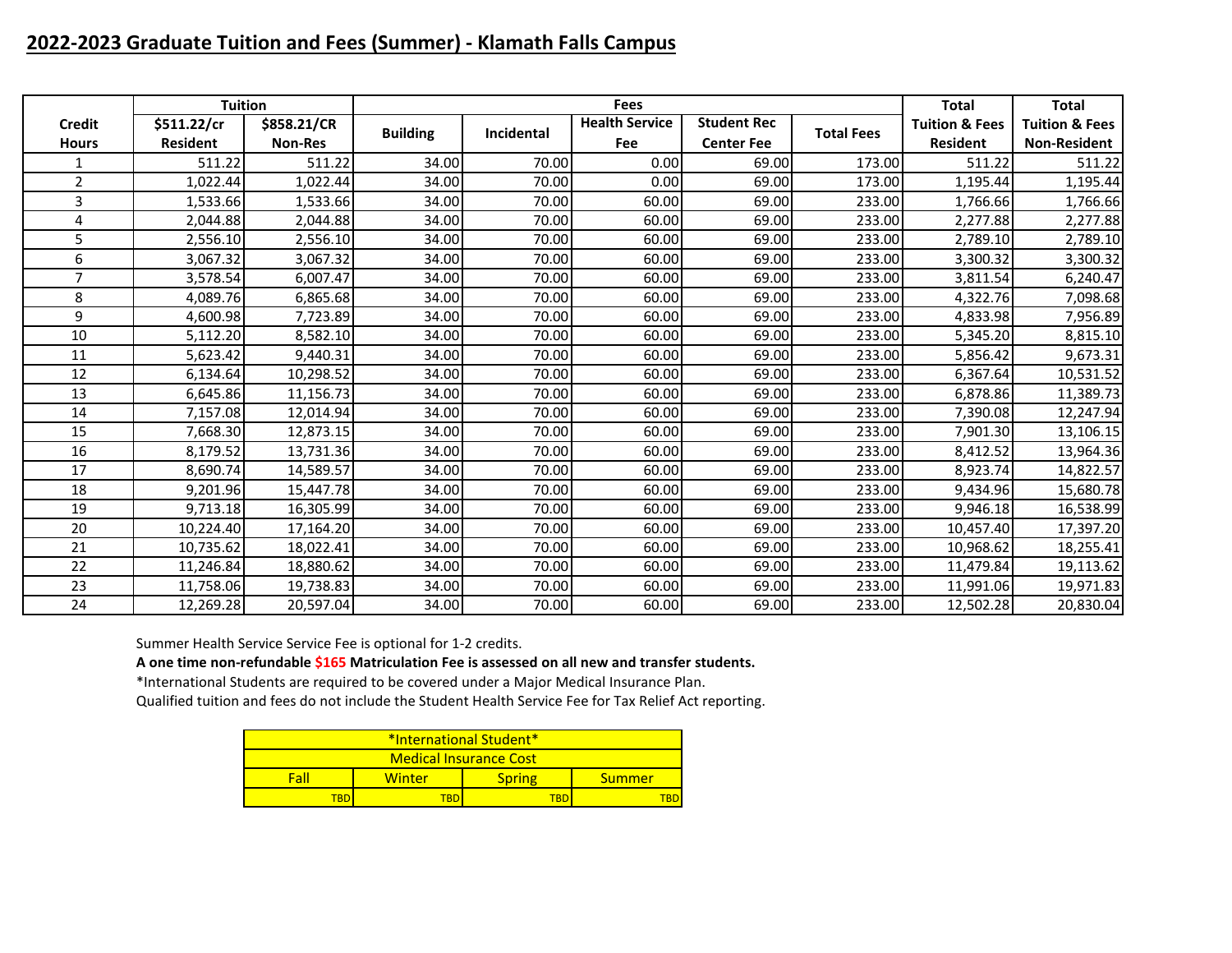## 2022-2023 Graduate Tuition and Fees (Summer) - Klamath Falls Campus

| Credit Hours | Tuition | | Fees | | | | | Total | Total |
|---|---|---|---|---|---|---|---|---|---|
| | $511.22/cr Resident | $858.21/CR Non-Res | Building | Incidental | Health Service Fee | Student Rec Center Fee | Total Fees | Tuition & Fees Resident | Tuition & Fees Non-Resident |
| 1 | 511.22 | 511.22 | 34.00 | 70.00 | 0.00 | 69.00 | 173.00 | 511.22 | 511.22 |
| 2 | 1,022.44 | 1,022.44 | 34.00 | 70.00 | 0.00 | 69.00 | 173.00 | 1,195.44 | 1,195.44 |
| 3 | 1,533.66 | 1,533.66 | 34.00 | 70.00 | 60.00 | 69.00 | 233.00 | 1,766.66 | 1,766.66 |
| 4 | 2,044.88 | 2,044.88 | 34.00 | 70.00 | 60.00 | 69.00 | 233.00 | 2,277.88 | 2,277.88 |
| 5 | 2,556.10 | 2,556.10 | 34.00 | 70.00 | 60.00 | 69.00 | 233.00 | 2,789.10 | 2,789.10 |
| 6 | 3,067.32 | 3,067.32 | 34.00 | 70.00 | 60.00 | 69.00 | 233.00 | 3,300.32 | 3,300.32 |
| 7 | 3,578.54 | 6,007.47 | 34.00 | 70.00 | 60.00 | 69.00 | 233.00 | 3,811.54 | 6,240.47 |
| 8 | 4,089.76 | 6,865.68 | 34.00 | 70.00 | 60.00 | 69.00 | 233.00 | 4,322.76 | 7,098.68 |
| 9 | 4,600.98 | 7,723.89 | 34.00 | 70.00 | 60.00 | 69.00 | 233.00 | 4,833.98 | 7,956.89 |
| 10 | 5,112.20 | 8,582.10 | 34.00 | 70.00 | 60.00 | 69.00 | 233.00 | 5,345.20 | 8,815.10 |
| 11 | 5,623.42 | 9,440.31 | 34.00 | 70.00 | 60.00 | 69.00 | 233.00 | 5,856.42 | 9,673.31 |
| 12 | 6,134.64 | 10,298.52 | 34.00 | 70.00 | 60.00 | 69.00 | 233.00 | 6,367.64 | 10,531.52 |
| 13 | 6,645.86 | 11,156.73 | 34.00 | 70.00 | 60.00 | 69.00 | 233.00 | 6,878.86 | 11,389.73 |
| 14 | 7,157.08 | 12,014.94 | 34.00 | 70.00 | 60.00 | 69.00 | 233.00 | 7,390.08 | 12,247.94 |
| 15 | 7,668.30 | 12,873.15 | 34.00 | 70.00 | 60.00 | 69.00 | 233.00 | 7,901.30 | 13,106.15 |
| 16 | 8,179.52 | 13,731.36 | 34.00 | 70.00 | 60.00 | 69.00 | 233.00 | 8,412.52 | 13,964.36 |
| 17 | 8,690.74 | 14,589.57 | 34.00 | 70.00 | 60.00 | 69.00 | 233.00 | 8,923.74 | 14,822.57 |
| 18 | 9,201.96 | 15,447.78 | 34.00 | 70.00 | 60.00 | 69.00 | 233.00 | 9,434.96 | 15,680.78 |
| 19 | 9,713.18 | 16,305.99 | 34.00 | 70.00 | 60.00 | 69.00 | 233.00 | 9,946.18 | 16,538.99 |
| 20 | 10,224.40 | 17,164.20 | 34.00 | 70.00 | 60.00 | 69.00 | 233.00 | 10,457.40 | 17,397.20 |
| 21 | 10,735.62 | 18,022.41 | 34.00 | 70.00 | 60.00 | 69.00 | 233.00 | 10,968.62 | 18,255.41 |
| 22 | 11,246.84 | 18,880.62 | 34.00 | 70.00 | 60.00 | 69.00 | 233.00 | 11,479.84 | 19,113.62 |
| 23 | 11,758.06 | 19,738.83 | 34.00 | 70.00 | 60.00 | 69.00 | 233.00 | 11,991.06 | 19,971.83 |
| 24 | 12,269.28 | 20,597.04 | 34.00 | 70.00 | 60.00 | 69.00 | 233.00 | 12,502.28 | 20,830.04 |

Summer Health Service Service Fee is optional for 1-2 credits.

**A one time non-refundable $165 Matriculation Fee is assessed on all new and transfer students.**

*International Students are required to be covered under a Major Medical Insurance Plan.

Qualified tuition and fees do not include the Student Health Service Fee for Tax Relief Act reporting.

| *International Student* | | | |
|---|---|---|---|
| Medical Insurance Cost | | | |
| Fall | Winter | Spring | Summer |
| TBD | TBD | TBD | TBD |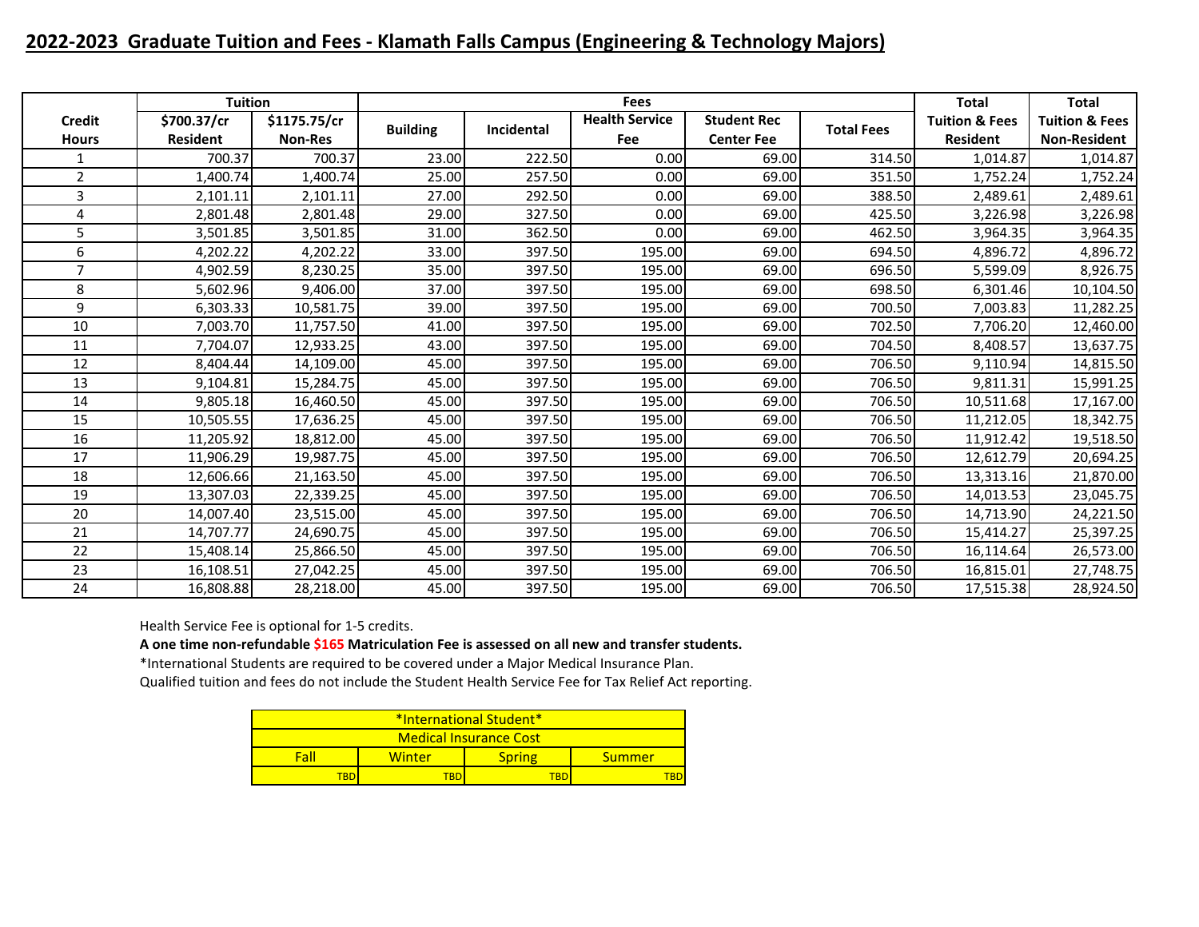## 2022-2023 Graduate Tuition and Fees - Klamath Falls Campus (Engineering & Technology Majors)

| Credit Hours | Tuition | | Fees | | | | | Total Tuition & Fees Resident | Total Tuition & Fees Non-Resident |
|---|---|---|---|---|---|---|---|---|---|
| | $700.37/cr Resident | $1175.75/cr Non-Res | Building | Incidental | Health Service Fee | Student Rec Center Fee | Total Fees | | |
| 1 | 700.37 | 700.37 | 23.00 | 222.50 | 0.00 | 69.00 | 314.50 | 1,014.87 | 1,014.87 |
| 2 | 1,400.74 | 1,400.74 | 25.00 | 257.50 | 0.00 | 69.00 | 351.50 | 1,752.24 | 1,752.24 |
| 3 | 2,101.11 | 2,101.11 | 27.00 | 292.50 | 0.00 | 69.00 | 388.50 | 2,489.61 | 2,489.61 |
| 4 | 2,801.48 | 2,801.48 | 29.00 | 327.50 | 0.00 | 69.00 | 425.50 | 3,226.98 | 3,226.98 |
| 5 | 3,501.85 | 3,501.85 | 31.00 | 362.50 | 0.00 | 69.00 | 462.50 | 3,964.35 | 3,964.35 |
| 6 | 4,202.22 | 4,202.22 | 33.00 | 397.50 | 195.00 | 69.00 | 694.50 | 4,896.72 | 4,896.72 |
| 7 | 4,902.59 | 8,230.25 | 35.00 | 397.50 | 195.00 | 69.00 | 696.50 | 5,599.09 | 8,926.75 |
| 8 | 5,602.96 | 9,406.00 | 37.00 | 397.50 | 195.00 | 69.00 | 698.50 | 6,301.46 | 10,104.50 |
| 9 | 6,303.33 | 10,581.75 | 39.00 | 397.50 | 195.00 | 69.00 | 700.50 | 7,003.83 | 11,282.25 |
| 10 | 7,003.70 | 11,757.50 | 41.00 | 397.50 | 195.00 | 69.00 | 702.50 | 7,706.20 | 12,460.00 |
| 11 | 7,704.07 | 12,933.25 | 43.00 | 397.50 | 195.00 | 69.00 | 704.50 | 8,408.57 | 13,637.75 |
| 12 | 8,404.44 | 14,109.00 | 45.00 | 397.50 | 195.00 | 69.00 | 706.50 | 9,110.94 | 14,815.50 |
| 13 | 9,104.81 | 15,284.75 | 45.00 | 397.50 | 195.00 | 69.00 | 706.50 | 9,811.31 | 15,991.25 |
| 14 | 9,805.18 | 16,460.50 | 45.00 | 397.50 | 195.00 | 69.00 | 706.50 | 10,511.68 | 17,167.00 |
| 15 | 10,505.55 | 17,636.25 | 45.00 | 397.50 | 195.00 | 69.00 | 706.50 | 11,212.05 | 18,342.75 |
| 16 | 11,205.92 | 18,812.00 | 45.00 | 397.50 | 195.00 | 69.00 | 706.50 | 11,912.42 | 19,518.50 |
| 17 | 11,906.29 | 19,987.75 | 45.00 | 397.50 | 195.00 | 69.00 | 706.50 | 12,612.79 | 20,694.25 |
| 18 | 12,606.66 | 21,163.50 | 45.00 | 397.50 | 195.00 | 69.00 | 706.50 | 13,313.16 | 21,870.00 |
| 19 | 13,307.03 | 22,339.25 | 45.00 | 397.50 | 195.00 | 69.00 | 706.50 | 14,013.53 | 23,045.75 |
| 20 | 14,007.40 | 23,515.00 | 45.00 | 397.50 | 195.00 | 69.00 | 706.50 | 14,713.90 | 24,221.50 |
| 21 | 14,707.77 | 24,690.75 | 45.00 | 397.50 | 195.00 | 69.00 | 706.50 | 15,414.27 | 25,397.25 |
| 22 | 15,408.14 | 25,866.50 | 45.00 | 397.50 | 195.00 | 69.00 | 706.50 | 16,114.64 | 26,573.00 |
| 23 | 16,108.51 | 27,042.25 | 45.00 | 397.50 | 195.00 | 69.00 | 706.50 | 16,815.01 | 27,748.75 |
| 24 | 16,808.88 | 28,218.00 | 45.00 | 397.50 | 195.00 | 69.00 | 706.50 | 17,515.38 | 28,924.50 |

Health Service Fee is optional for 1-5 credits.

**A one time non-refundable $165 Matriculation Fee is assessed on all new and transfer students.**

*International Students are required to be covered under a Major Medical Insurance Plan.

Qualified tuition and fees do not include the Student Health Service Fee for Tax Relief Act reporting.

| *International Student* | | | |
|---|---|---|---|
| Medical Insurance Cost | | | |
| Fall | Winter | Spring | Summer |
| TBD | TBD | TBD | TBD |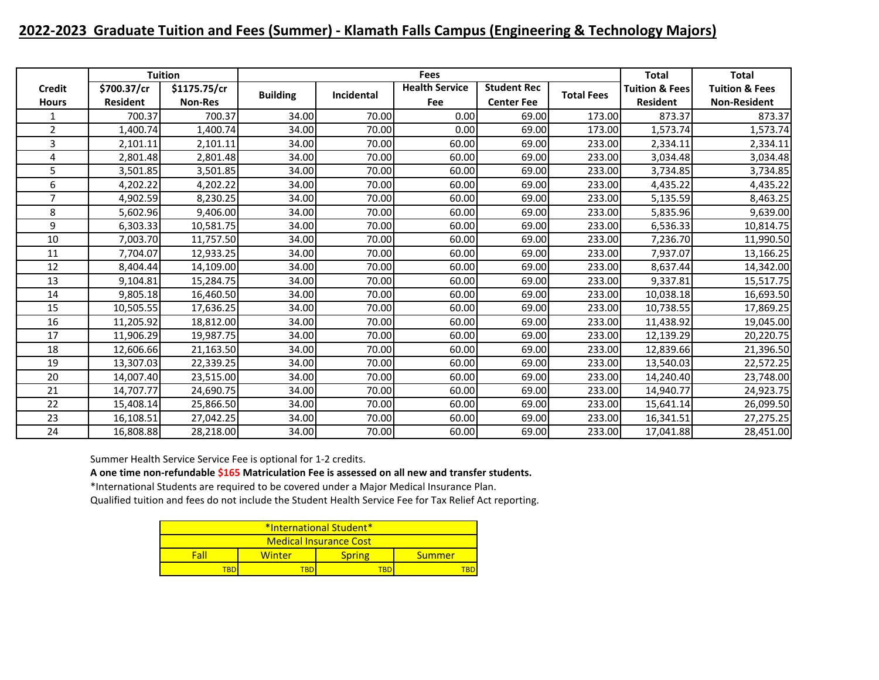## 2022-2023 Graduate Tuition and Fees (Summer) - Klamath Falls Campus (Engineering & Technology Majors)

| Credit Hours | Tuition | | Fees | | | | | Total | Total |
|---|---|---|---|---|---|---|---|---|---|
| | $700.37/cr Resident | $1175.75/cr Non-Res | Building | Incidental | Health Service Fee | Student Rec Center Fee | Total Fees | Tuition & Fees Resident | Tuition & Fees Non-Resident |
| 1 | 700.37 | 700.37 | 34.00 | 70.00 | 0.00 | 69.00 | 173.00 | 873.37 | 873.37 |
| 2 | 1,400.74 | 1,400.74 | 34.00 | 70.00 | 0.00 | 69.00 | 173.00 | 1,573.74 | 1,573.74 |
| 3 | 2,101.11 | 2,101.11 | 34.00 | 70.00 | 60.00 | 69.00 | 233.00 | 2,334.11 | 2,334.11 |
| 4 | 2,801.48 | 2,801.48 | 34.00 | 70.00 | 60.00 | 69.00 | 233.00 | 3,034.48 | 3,034.48 |
| 5 | 3,501.85 | 3,501.85 | 34.00 | 70.00 | 60.00 | 69.00 | 233.00 | 3,734.85 | 3,734.85 |
| 6 | 4,202.22 | 4,202.22 | 34.00 | 70.00 | 60.00 | 69.00 | 233.00 | 4,435.22 | 4,435.22 |
| 7 | 4,902.59 | 8,230.25 | 34.00 | 70.00 | 60.00 | 69.00 | 233.00 | 5,135.59 | 8,463.25 |
| 8 | 5,602.96 | 9,406.00 | 34.00 | 70.00 | 60.00 | 69.00 | 233.00 | 5,835.96 | 9,639.00 |
| 9 | 6,303.33 | 10,581.75 | 34.00 | 70.00 | 60.00 | 69.00 | 233.00 | 6,536.33 | 10,814.75 |
| 10 | 7,003.70 | 11,757.50 | 34.00 | 70.00 | 60.00 | 69.00 | 233.00 | 7,236.70 | 11,990.50 |
| 11 | 7,704.07 | 12,933.25 | 34.00 | 70.00 | 60.00 | 69.00 | 233.00 | 7,937.07 | 13,166.25 |
| 12 | 8,404.44 | 14,109.00 | 34.00 | 70.00 | 60.00 | 69.00 | 233.00 | 8,637.44 | 14,342.00 |
| 13 | 9,104.81 | 15,284.75 | 34.00 | 70.00 | 60.00 | 69.00 | 233.00 | 9,337.81 | 15,517.75 |
| 14 | 9,805.18 | 16,460.50 | 34.00 | 70.00 | 60.00 | 69.00 | 233.00 | 10,038.18 | 16,693.50 |
| 15 | 10,505.55 | 17,636.25 | 34.00 | 70.00 | 60.00 | 69.00 | 233.00 | 10,738.55 | 17,869.25 |
| 16 | 11,205.92 | 18,812.00 | 34.00 | 70.00 | 60.00 | 69.00 | 233.00 | 11,438.92 | 19,045.00 |
| 17 | 11,906.29 | 19,987.75 | 34.00 | 70.00 | 60.00 | 69.00 | 233.00 | 12,139.29 | 20,220.75 |
| 18 | 12,606.66 | 21,163.50 | 34.00 | 70.00 | 60.00 | 69.00 | 233.00 | 12,839.66 | 21,396.50 |
| 19 | 13,307.03 | 22,339.25 | 34.00 | 70.00 | 60.00 | 69.00 | 233.00 | 13,540.03 | 22,572.25 |
| 20 | 14,007.40 | 23,515.00 | 34.00 | 70.00 | 60.00 | 69.00 | 233.00 | 14,240.40 | 23,748.00 |
| 21 | 14,707.77 | 24,690.75 | 34.00 | 70.00 | 60.00 | 69.00 | 233.00 | 14,940.77 | 24,923.75 |
| 22 | 15,408.14 | 25,866.50 | 34.00 | 70.00 | 60.00 | 69.00 | 233.00 | 15,641.14 | 26,099.50 |
| 23 | 16,108.51 | 27,042.25 | 34.00 | 70.00 | 60.00 | 69.00 | 233.00 | 16,341.51 | 27,275.25 |
| 24 | 16,808.88 | 28,218.00 | 34.00 | 70.00 | 60.00 | 69.00 | 233.00 | 17,041.88 | 28,451.00 |

Summer Health Service Service Fee is optional for 1-2 credits.

**A one time non-refundable $165 Matriculation Fee is assessed on all new and transfer students.**

*International Students are required to be covered under a Major Medical Insurance Plan.

Qualified tuition and fees do not include the Student Health Service Fee for Tax Relief Act reporting.

| *International Student* Medical Insurance Cost | | | |
|---|---|---|---|
| Fall | Winter | Spring | Summer |
| TBD | TBD | TBD | TBD |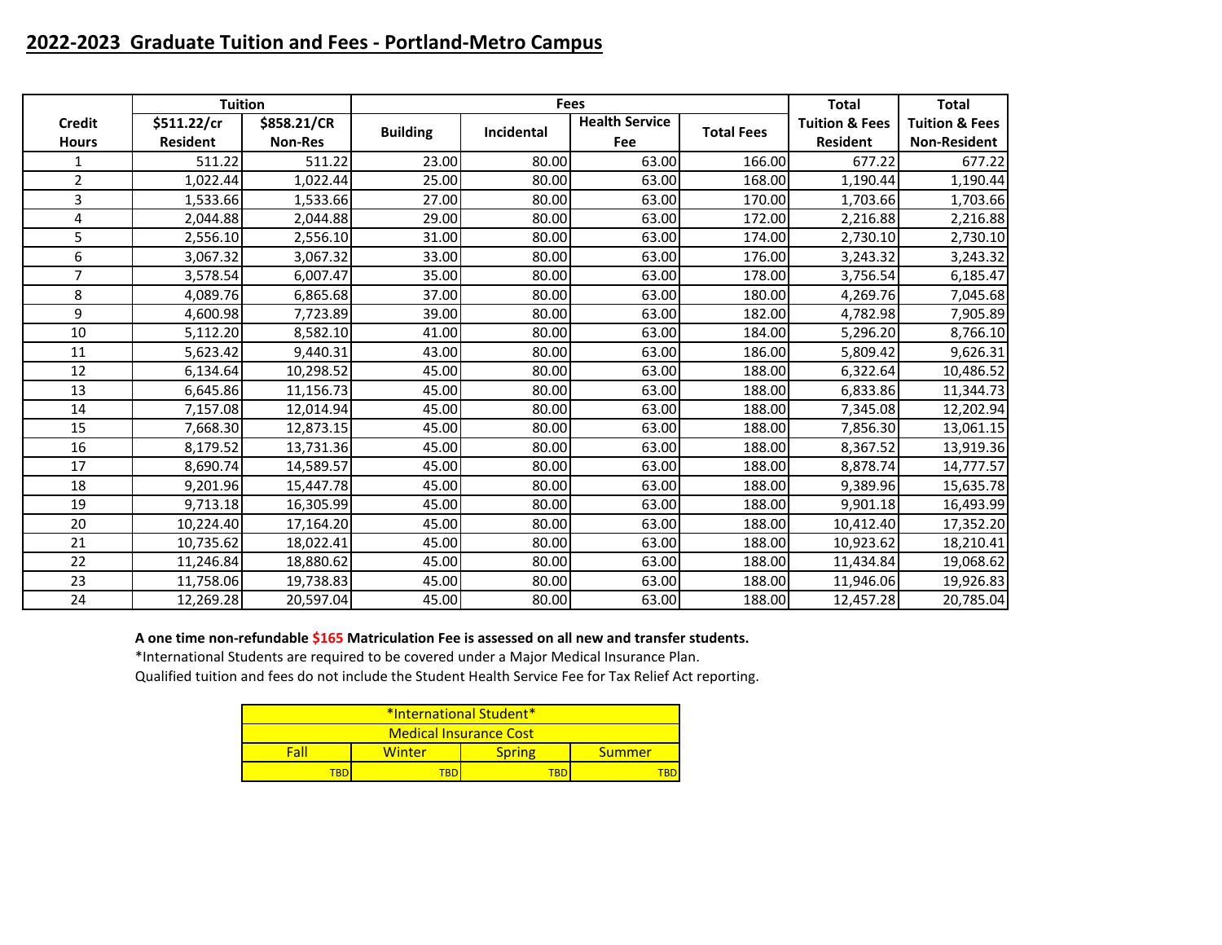## 2022-2023 Graduate Tuition and Fees - Portland-Metro Campus

| Credit Hours | Tuition | | Fees | | | | Total Tuition & Fees | Total Tuition & Fees |
|---|---|---|---|---|---|---|---|---|
| | $511.22/cr Resident | $858.21/CR Non-Res | Building | Incidental | Health Service Fee | Total Fees | Resident | Non-Resident |
| 1 | 511.22 | 511.22 | 23.00 | 80.00 | 63.00 | 166.00 | 677.22 | 677.22 |
| 2 | 1,022.44 | 1,022.44 | 25.00 | 80.00 | 63.00 | 168.00 | 1,190.44 | 1,190.44 |
| 3 | 1,533.66 | 1,533.66 | 27.00 | 80.00 | 63.00 | 170.00 | 1,703.66 | 1,703.66 |
| 4 | 2,044.88 | 2,044.88 | 29.00 | 80.00 | 63.00 | 172.00 | 2,216.88 | 2,216.88 |
| 5 | 2,556.10 | 2,556.10 | 31.00 | 80.00 | 63.00 | 174.00 | 2,730.10 | 2,730.10 |
| 6 | 3,067.32 | 3,067.32 | 33.00 | 80.00 | 63.00 | 176.00 | 3,243.32 | 3,243.32 |
| 7 | 3,578.54 | 6,007.47 | 35.00 | 80.00 | 63.00 | 178.00 | 3,756.54 | 6,185.47 |
| 8 | 4,089.76 | 6,865.68 | 37.00 | 80.00 | 63.00 | 180.00 | 4,269.76 | 7,045.68 |
| 9 | 4,600.98 | 7,723.89 | 39.00 | 80.00 | 63.00 | 182.00 | 4,782.98 | 7,905.89 |
| 10 | 5,112.20 | 8,582.10 | 41.00 | 80.00 | 63.00 | 184.00 | 5,296.20 | 8,766.10 |
| 11 | 5,623.42 | 9,440.31 | 43.00 | 80.00 | 63.00 | 186.00 | 5,809.42 | 9,626.31 |
| 12 | 6,134.64 | 10,298.52 | 45.00 | 80.00 | 63.00 | 188.00 | 6,322.64 | 10,486.52 |
| 13 | 6,645.86 | 11,156.73 | 45.00 | 80.00 | 63.00 | 188.00 | 6,833.86 | 11,344.73 |
| 14 | 7,157.08 | 12,014.94 | 45.00 | 80.00 | 63.00 | 188.00 | 7,345.08 | 12,202.94 |
| 15 | 7,668.30 | 12,873.15 | 45.00 | 80.00 | 63.00 | 188.00 | 7,856.30 | 13,061.15 |
| 16 | 8,179.52 | 13,731.36 | 45.00 | 80.00 | 63.00 | 188.00 | 8,367.52 | 13,919.36 |
| 17 | 8,690.74 | 14,589.57 | 45.00 | 80.00 | 63.00 | 188.00 | 8,878.74 | 14,777.57 |
| 18 | 9,201.96 | 15,447.78 | 45.00 | 80.00 | 63.00 | 188.00 | 9,389.96 | 15,635.78 |
| 19 | 9,713.18 | 16,305.99 | 45.00 | 80.00 | 63.00 | 188.00 | 9,901.18 | 16,493.99 |
| 20 | 10,224.40 | 17,164.20 | 45.00 | 80.00 | 63.00 | 188.00 | 10,412.40 | 17,352.20 |
| 21 | 10,735.62 | 18,022.41 | 45.00 | 80.00 | 63.00 | 188.00 | 10,923.62 | 18,210.41 |
| 22 | 11,246.84 | 18,880.62 | 45.00 | 80.00 | 63.00 | 188.00 | 11,434.84 | 19,068.62 |
| 23 | 11,758.06 | 19,738.83 | 45.00 | 80.00 | 63.00 | 188.00 | 11,946.06 | 19,926.83 |
| 24 | 12,269.28 | 20,597.04 | 45.00 | 80.00 | 63.00 | 188.00 | 12,457.28 | 20,785.04 |

**A one time non-refundable $165 Matriculation Fee is assessed on all new and transfer students.**

*International Students are required to be covered under a Major Medical Insurance Plan.

Qualified tuition and fees do not include the Student Health Service Fee for Tax Relief Act reporting.

| *International Student* Medical Insurance Cost | | | |
|---|---|---|---|
| Fall | Winter | Spring | Summer |
| TBD | TBD | TBD | TBD |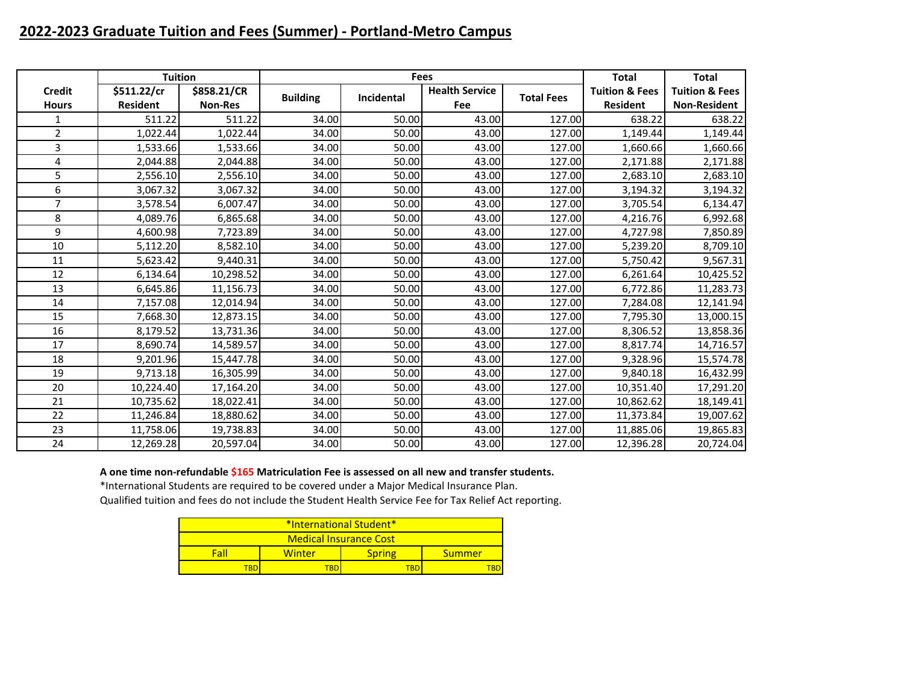## 2022-2023 Graduate Tuition and Fees (Summer) - Portland-Metro Campus

| Credit Hours | Tuition | | Fees | | | | Total Tuition & Fees | Total Tuition & Fees |
|---|---|---|---|---|---|---|---|---|
| | $511.22/cr Resident | $858.21/CR Non-Res | Building | Incidental | Health Service Fee | Total Fees | Resident | Non-Resident |
| 1 | 511.22 | 511.22 | 34.00 | 50.00 | 43.00 | 127.00 | 638.22 | 638.22 |
| 2 | 1,022.44 | 1,022.44 | 34.00 | 50.00 | 43.00 | 127.00 | 1,149.44 | 1,149.44 |
| 3 | 1,533.66 | 1,533.66 | 34.00 | 50.00 | 43.00 | 127.00 | 1,660.66 | 1,660.66 |
| 4 | 2,044.88 | 2,044.88 | 34.00 | 50.00 | 43.00 | 127.00 | 2,171.88 | 2,171.88 |
| 5 | 2,556.10 | 2,556.10 | 34.00 | 50.00 | 43.00 | 127.00 | 2,683.10 | 2,683.10 |
| 6 | 3,067.32 | 3,067.32 | 34.00 | 50.00 | 43.00 | 127.00 | 3,194.32 | 3,194.32 |
| 7 | 3,578.54 | 6,007.47 | 34.00 | 50.00 | 43.00 | 127.00 | 3,705.54 | 6,134.47 |
| 8 | 4,089.76 | 6,865.68 | 34.00 | 50.00 | 43.00 | 127.00 | 4,216.76 | 6,992.68 |
| 9 | 4,600.98 | 7,723.89 | 34.00 | 50.00 | 43.00 | 127.00 | 4,727.98 | 7,850.89 |
| 10 | 5,112.20 | 8,582.10 | 34.00 | 50.00 | 43.00 | 127.00 | 5,239.20 | 8,709.10 |
| 11 | 5,623.42 | 9,440.31 | 34.00 | 50.00 | 43.00 | 127.00 | 5,750.42 | 9,567.31 |
| 12 | 6,134.64 | 10,298.52 | 34.00 | 50.00 | 43.00 | 127.00 | 6,261.64 | 10,425.52 |
| 13 | 6,645.86 | 11,156.73 | 34.00 | 50.00 | 43.00 | 127.00 | 6,772.86 | 11,283.73 |
| 14 | 7,157.08 | 12,014.94 | 34.00 | 50.00 | 43.00 | 127.00 | 7,284.08 | 12,141.94 |
| 15 | 7,668.30 | 12,873.15 | 34.00 | 50.00 | 43.00 | 127.00 | 7,795.30 | 13,000.15 |
| 16 | 8,179.52 | 13,731.36 | 34.00 | 50.00 | 43.00 | 127.00 | 8,306.52 | 13,858.36 |
| 17 | 8,690.74 | 14,589.57 | 34.00 | 50.00 | 43.00 | 127.00 | 8,817.74 | 14,716.57 |
| 18 | 9,201.96 | 15,447.78 | 34.00 | 50.00 | 43.00 | 127.00 | 9,328.96 | 15,574.78 |
| 19 | 9,713.18 | 16,305.99 | 34.00 | 50.00 | 43.00 | 127.00 | 9,840.18 | 16,432.99 |
| 20 | 10,224.40 | 17,164.20 | 34.00 | 50.00 | 43.00 | 127.00 | 10,351.40 | 17,291.20 |
| 21 | 10,735.62 | 18,022.41 | 34.00 | 50.00 | 43.00 | 127.00 | 10,862.62 | 18,149.41 |
| 22 | 11,246.84 | 18,880.62 | 34.00 | 50.00 | 43.00 | 127.00 | 11,373.84 | 19,007.62 |
| 23 | 11,758.06 | 19,738.83 | 34.00 | 50.00 | 43.00 | 127.00 | 11,885.06 | 19,865.83 |
| 24 | 12,269.28 | 20,597.04 | 34.00 | 50.00 | 43.00 | 127.00 | 12,396.28 | 20,724.04 |

**A one time non-refundable $165 Matriculation Fee is assessed on all new and transfer students.**

*International Students are required to be covered under a Major Medical Insurance Plan.

Qualified tuition and fees do not include the Student Health Service Fee for Tax Relief Act reporting.

| *International Student* | | | |
|---|---|---|---|
| Medical Insurance Cost | | | |
| Fall | Winter | Spring | Summer |
| TBD | TBD | TBD | TBD |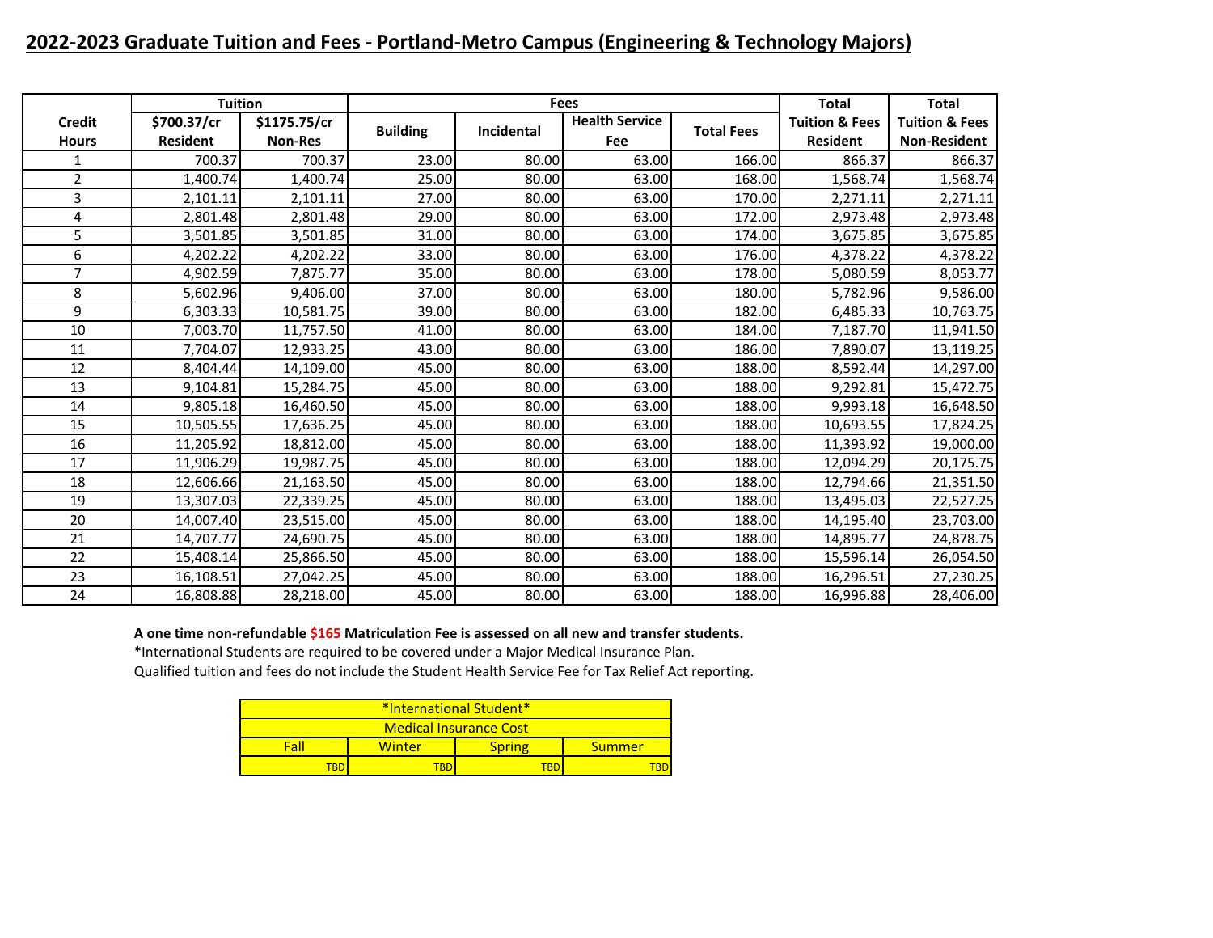## 2022-2023 Graduate Tuition and Fees - Portland-Metro Campus (Engineering & Technology Majors)

| Credit Hours | Tuition | | Fees | | | | Total Tuition & Fees | Total Tuition & Fees |
|---|---|---|---|---|---|---|---|---|
| | $700.37/cr Resident | $1175.75/cr Non-Res | Building | Incidental | Health Service Fee | Total Fees | Resident | Non-Resident |
| 1 | 700.37 | 700.37 | 23.00 | 80.00 | 63.00 | 166.00 | 866.37 | 866.37 |
| 2 | 1,400.74 | 1,400.74 | 25.00 | 80.00 | 63.00 | 168.00 | 1,568.74 | 1,568.74 |
| 3 | 2,101.11 | 2,101.11 | 27.00 | 80.00 | 63.00 | 170.00 | 2,271.11 | 2,271.11 |
| 4 | 2,801.48 | 2,801.48 | 29.00 | 80.00 | 63.00 | 172.00 | 2,973.48 | 2,973.48 |
| 5 | 3,501.85 | 3,501.85 | 31.00 | 80.00 | 63.00 | 174.00 | 3,675.85 | 3,675.85 |
| 6 | 4,202.22 | 4,202.22 | 33.00 | 80.00 | 63.00 | 176.00 | 4,378.22 | 4,378.22 |
| 7 | 4,902.59 | 7,875.77 | 35.00 | 80.00 | 63.00 | 178.00 | 5,080.59 | 8,053.77 |
| 8 | 5,602.96 | 9,406.00 | 37.00 | 80.00 | 63.00 | 180.00 | 5,782.96 | 9,586.00 |
| 9 | 6,303.33 | 10,581.75 | 39.00 | 80.00 | 63.00 | 182.00 | 6,485.33 | 10,763.75 |
| 10 | 7,003.70 | 11,757.50 | 41.00 | 80.00 | 63.00 | 184.00 | 7,187.70 | 11,941.50 |
| 11 | 7,704.07 | 12,933.25 | 43.00 | 80.00 | 63.00 | 186.00 | 7,890.07 | 13,119.25 |
| 12 | 8,404.44 | 14,109.00 | 45.00 | 80.00 | 63.00 | 188.00 | 8,592.44 | 14,297.00 |
| 13 | 9,104.81 | 15,284.75 | 45.00 | 80.00 | 63.00 | 188.00 | 9,292.81 | 15,472.75 |
| 14 | 9,805.18 | 16,460.50 | 45.00 | 80.00 | 63.00 | 188.00 | 9,993.18 | 16,648.50 |
| 15 | 10,505.55 | 17,636.25 | 45.00 | 80.00 | 63.00 | 188.00 | 10,693.55 | 17,824.25 |
| 16 | 11,205.92 | 18,812.00 | 45.00 | 80.00 | 63.00 | 188.00 | 11,393.92 | 19,000.00 |
| 17 | 11,906.29 | 19,987.75 | 45.00 | 80.00 | 63.00 | 188.00 | 12,094.29 | 20,175.75 |
| 18 | 12,606.66 | 21,163.50 | 45.00 | 80.00 | 63.00 | 188.00 | 12,794.66 | 21,351.50 |
| 19 | 13,307.03 | 22,339.25 | 45.00 | 80.00 | 63.00 | 188.00 | 13,495.03 | 22,527.25 |
| 20 | 14,007.40 | 23,515.00 | 45.00 | 80.00 | 63.00 | 188.00 | 14,195.40 | 23,703.00 |
| 21 | 14,707.77 | 24,690.75 | 45.00 | 80.00 | 63.00 | 188.00 | 14,895.77 | 24,878.75 |
| 22 | 15,408.14 | 25,866.50 | 45.00 | 80.00 | 63.00 | 188.00 | 15,596.14 | 26,054.50 |
| 23 | 16,108.51 | 27,042.25 | 45.00 | 80.00 | 63.00 | 188.00 | 16,296.51 | 27,230.25 |
| 24 | 16,808.88 | 28,218.00 | 45.00 | 80.00 | 63.00 | 188.00 | 16,996.88 | 28,406.00 |

**A one time non-refundable $165 Matriculation Fee is assessed on all new and transfer students.**

*International Students are required to be covered under a Major Medical Insurance Plan.

Qualified tuition and fees do not include the Student Health Service Fee for Tax Relief Act reporting.

| *International Student* Medical Insurance Cost | | | |
|---|---|---|---|
| Fall | Winter | Spring | Summer |
| TBD | TBD | TBD | TBD |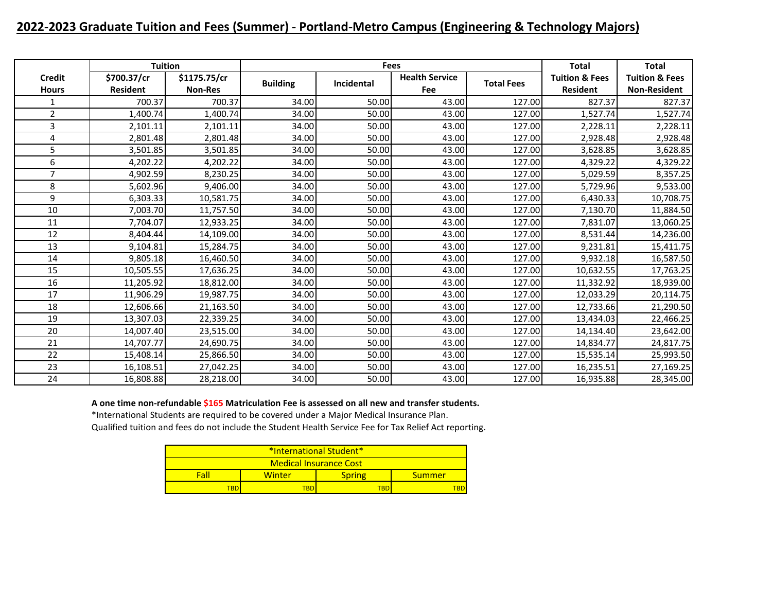## 2022-2023 Graduate Tuition and Fees (Summer) - Portland-Metro Campus (Engineering & Technology Majors)

| Credit Hours | Tuition | | Fees | | | | Total Tuition & Fees Resident | Total Tuition & Fees Non-Resident |
|---|---|---|---|---|---|---|---|---|
| | $700.37/cr Resident | $1175.75/cr Non-Res | Building | Incidental | Health Service Fee | Total Fees | | |
| 1 | 700.37 | 700.37 | 34.00 | 50.00 | 43.00 | 127.00 | 827.37 | 827.37 |
| 2 | 1,400.74 | 1,400.74 | 34.00 | 50.00 | 43.00 | 127.00 | 1,527.74 | 1,527.74 |
| 3 | 2,101.11 | 2,101.11 | 34.00 | 50.00 | 43.00 | 127.00 | 2,228.11 | 2,228.11 |
| 4 | 2,801.48 | 2,801.48 | 34.00 | 50.00 | 43.00 | 127.00 | 2,928.48 | 2,928.48 |
| 5 | 3,501.85 | 3,501.85 | 34.00 | 50.00 | 43.00 | 127.00 | 3,628.85 | 3,628.85 |
| 6 | 4,202.22 | 4,202.22 | 34.00 | 50.00 | 43.00 | 127.00 | 4,329.22 | 4,329.22 |
| 7 | 4,902.59 | 8,230.25 | 34.00 | 50.00 | 43.00 | 127.00 | 5,029.59 | 8,357.25 |
| 8 | 5,602.96 | 9,406.00 | 34.00 | 50.00 | 43.00 | 127.00 | 5,729.96 | 9,533.00 |
| 9 | 6,303.33 | 10,581.75 | 34.00 | 50.00 | 43.00 | 127.00 | 6,430.33 | 10,708.75 |
| 10 | 7,003.70 | 11,757.50 | 34.00 | 50.00 | 43.00 | 127.00 | 7,130.70 | 11,884.50 |
| 11 | 7,704.07 | 12,933.25 | 34.00 | 50.00 | 43.00 | 127.00 | 7,831.07 | 13,060.25 |
| 12 | 8,404.44 | 14,109.00 | 34.00 | 50.00 | 43.00 | 127.00 | 8,531.44 | 14,236.00 |
| 13 | 9,104.81 | 15,284.75 | 34.00 | 50.00 | 43.00 | 127.00 | 9,231.81 | 15,411.75 |
| 14 | 9,805.18 | 16,460.50 | 34.00 | 50.00 | 43.00 | 127.00 | 9,932.18 | 16,587.50 |
| 15 | 10,505.55 | 17,636.25 | 34.00 | 50.00 | 43.00 | 127.00 | 10,632.55 | 17,763.25 |
| 16 | 11,205.92 | 18,812.00 | 34.00 | 50.00 | 43.00 | 127.00 | 11,332.92 | 18,939.00 |
| 17 | 11,906.29 | 19,987.75 | 34.00 | 50.00 | 43.00 | 127.00 | 12,033.29 | 20,114.75 |
| 18 | 12,606.66 | 21,163.50 | 34.00 | 50.00 | 43.00 | 127.00 | 12,733.66 | 21,290.50 |
| 19 | 13,307.03 | 22,339.25 | 34.00 | 50.00 | 43.00 | 127.00 | 13,434.03 | 22,466.25 |
| 20 | 14,007.40 | 23,515.00 | 34.00 | 50.00 | 43.00 | 127.00 | 14,134.40 | 23,642.00 |
| 21 | 14,707.77 | 24,690.75 | 34.00 | 50.00 | 43.00 | 127.00 | 14,834.77 | 24,817.75 |
| 22 | 15,408.14 | 25,866.50 | 34.00 | 50.00 | 43.00 | 127.00 | 15,535.14 | 25,993.50 |
| 23 | 16,108.51 | 27,042.25 | 34.00 | 50.00 | 43.00 | 127.00 | 16,235.51 | 27,169.25 |
| 24 | 16,808.88 | 28,218.00 | 34.00 | 50.00 | 43.00 | 127.00 | 16,935.88 | 28,345.00 |

**A one time non-refundable $165 Matriculation Fee is assessed on all new and transfer students.**

*International Students are required to be covered under a Major Medical Insurance Plan.

Qualified tuition and fees do not include the Student Health Service Fee for Tax Relief Act reporting.

| *International Student* Medical Insurance Cost | | | |
|---|---|---|---|
| Fall | Winter | Spring | Summer |
| TBD | TBD | TBD | TBD |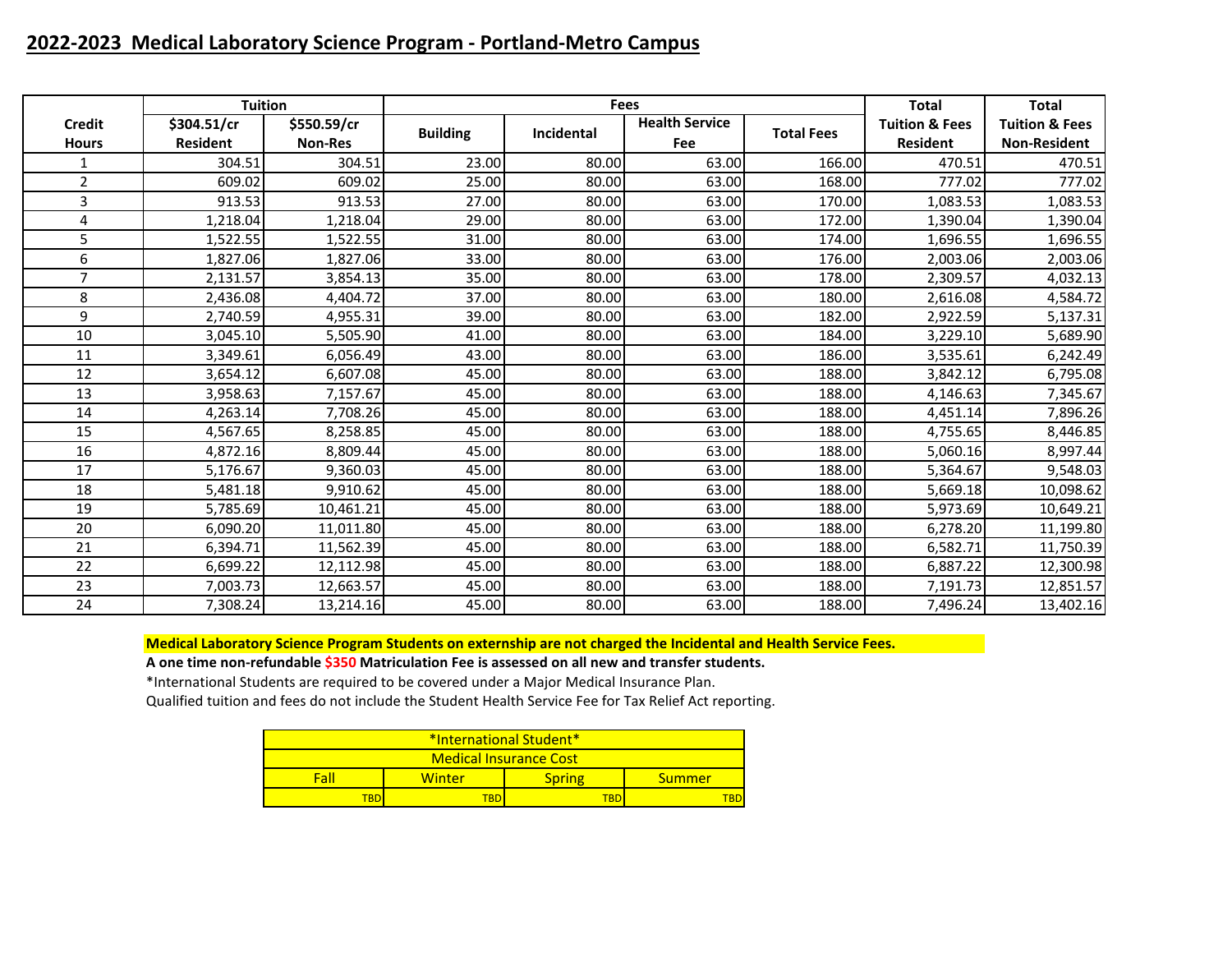# 2022-2023 Medical Laboratory Science Program - Portland-Metro Campus

| Credit Hours | Tuition | | Fees | | | | Total Tuition & Fees | Total Tuition & Fees |
|---|---|---|---|---|---|---|---|---|
| | $304.51/cr Resident | $550.59/cr Non-Res | Building | Incidental | Health Service Fee | Total Fees | Resident | Non-Resident |
| 1 | 304.51 | 304.51 | 23.00 | 80.00 | 63.00 | 166.00 | 470.51 | 470.51 |
| 2 | 609.02 | 609.02 | 25.00 | 80.00 | 63.00 | 168.00 | 777.02 | 777.02 |
| 3 | 913.53 | 913.53 | 27.00 | 80.00 | 63.00 | 170.00 | 1,083.53 | 1,083.53 |
| 4 | 1,218.04 | 1,218.04 | 29.00 | 80.00 | 63.00 | 172.00 | 1,390.04 | 1,390.04 |
| 5 | 1,522.55 | 1,522.55 | 31.00 | 80.00 | 63.00 | 174.00 | 1,696.55 | 1,696.55 |
| 6 | 1,827.06 | 1,827.06 | 33.00 | 80.00 | 63.00 | 176.00 | 2,003.06 | 2,003.06 |
| 7 | 2,131.57 | 3,854.13 | 35.00 | 80.00 | 63.00 | 178.00 | 2,309.57 | 4,032.13 |
| 8 | 2,436.08 | 4,404.72 | 37.00 | 80.00 | 63.00 | 180.00 | 2,616.08 | 4,584.72 |
| 9 | 2,740.59 | 4,955.31 | 39.00 | 80.00 | 63.00 | 182.00 | 2,922.59 | 5,137.31 |
| 10 | 3,045.10 | 5,505.90 | 41.00 | 80.00 | 63.00 | 184.00 | 3,229.10 | 5,689.90 |
| 11 | 3,349.61 | 6,056.49 | 43.00 | 80.00 | 63.00 | 186.00 | 3,535.61 | 6,242.49 |
| 12 | 3,654.12 | 6,607.08 | 45.00 | 80.00 | 63.00 | 188.00 | 3,842.12 | 6,795.08 |
| 13 | 3,958.63 | 7,157.67 | 45.00 | 80.00 | 63.00 | 188.00 | 4,146.63 | 7,345.67 |
| 14 | 4,263.14 | 7,708.26 | 45.00 | 80.00 | 63.00 | 188.00 | 4,451.14 | 7,896.26 |
| 15 | 4,567.65 | 8,258.85 | 45.00 | 80.00 | 63.00 | 188.00 | 4,755.65 | 8,446.85 |
| 16 | 4,872.16 | 8,809.44 | 45.00 | 80.00 | 63.00 | 188.00 | 5,060.16 | 8,997.44 |
| 17 | 5,176.67 | 9,360.03 | 45.00 | 80.00 | 63.00 | 188.00 | 5,364.67 | 9,548.03 |
| 18 | 5,481.18 | 9,910.62 | 45.00 | 80.00 | 63.00 | 188.00 | 5,669.18 | 10,098.62 |
| 19 | 5,785.69 | 10,461.21 | 45.00 | 80.00 | 63.00 | 188.00 | 5,973.69 | 10,649.21 |
| 20 | 6,090.20 | 11,011.80 | 45.00 | 80.00 | 63.00 | 188.00 | 6,278.20 | 11,199.80 |
| 21 | 6,394.71 | 11,562.39 | 45.00 | 80.00 | 63.00 | 188.00 | 6,582.71 | 11,750.39 |
| 22 | 6,699.22 | 12,112.98 | 45.00 | 80.00 | 63.00 | 188.00 | 6,887.22 | 12,300.98 |
| 23 | 7,003.73 | 12,663.57 | 45.00 | 80.00 | 63.00 | 188.00 | 7,191.73 | 12,851.57 |
| 24 | 7,308.24 | 13,214.16 | 45.00 | 80.00 | 63.00 | 188.00 | 7,496.24 | 13,402.16 |

**Medical Laboratory Science Program Students on externship are not charged the Incidental and Health Service Fees.**

**A one time non-refundable $350 Matriculation Fee is assessed on all new and transfer students.**

*International Students are required to be covered under a Major Medical Insurance Plan.

Qualified tuition and fees do not include the Student Health Service Fee for Tax Relief Act reporting.

| *International Student* Medical Insurance Cost | | | |
|---|---|---|---|
| Fall | Winter | Spring | Summer |
| TBD | TBD | TBD | TBD |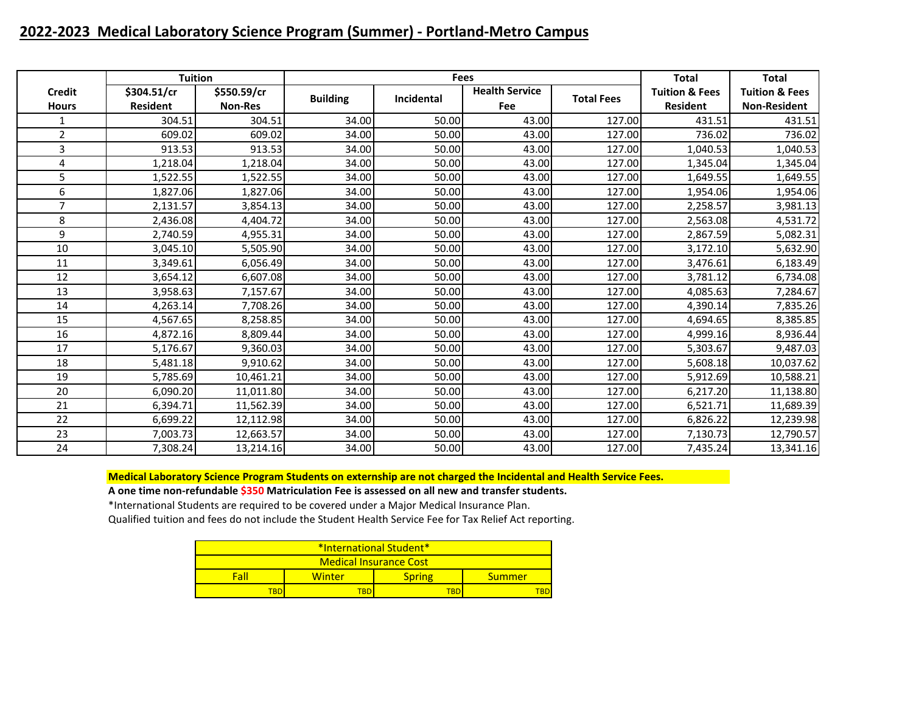## 2022-2023 Medical Laboratory Science Program (Summer) - Portland-Metro Campus

| Credit Hours | Tuition | | Fees | | | | Total Tuition & Fees | Total Tuition & Fees |
|---|---|---|---|---|---|---|---|---|
| | $304.51/cr Resident | $550.59/cr Non-Res | Building | Incidental | Health Service Fee | Total Fees | Resident | Non-Resident |
| 1 | 304.51 | 304.51 | 34.00 | 50.00 | 43.00 | 127.00 | 431.51 | 431.51 |
| 2 | 609.02 | 609.02 | 34.00 | 50.00 | 43.00 | 127.00 | 736.02 | 736.02 |
| 3 | 913.53 | 913.53 | 34.00 | 50.00 | 43.00 | 127.00 | 1,040.53 | 1,040.53 |
| 4 | 1,218.04 | 1,218.04 | 34.00 | 50.00 | 43.00 | 127.00 | 1,345.04 | 1,345.04 |
| 5 | 1,522.55 | 1,522.55 | 34.00 | 50.00 | 43.00 | 127.00 | 1,649.55 | 1,649.55 |
| 6 | 1,827.06 | 1,827.06 | 34.00 | 50.00 | 43.00 | 127.00 | 1,954.06 | 1,954.06 |
| 7 | 2,131.57 | 3,854.13 | 34.00 | 50.00 | 43.00 | 127.00 | 2,258.57 | 3,981.13 |
| 8 | 2,436.08 | 4,404.72 | 34.00 | 50.00 | 43.00 | 127.00 | 2,563.08 | 4,531.72 |
| 9 | 2,740.59 | 4,955.31 | 34.00 | 50.00 | 43.00 | 127.00 | 2,867.59 | 5,082.31 |
| 10 | 3,045.10 | 5,505.90 | 34.00 | 50.00 | 43.00 | 127.00 | 3,172.10 | 5,632.90 |
| 11 | 3,349.61 | 6,056.49 | 34.00 | 50.00 | 43.00 | 127.00 | 3,476.61 | 6,183.49 |
| 12 | 3,654.12 | 6,607.08 | 34.00 | 50.00 | 43.00 | 127.00 | 3,781.12 | 6,734.08 |
| 13 | 3,958.63 | 7,157.67 | 34.00 | 50.00 | 43.00 | 127.00 | 4,085.63 | 7,284.67 |
| 14 | 4,263.14 | 7,708.26 | 34.00 | 50.00 | 43.00 | 127.00 | 4,390.14 | 7,835.26 |
| 15 | 4,567.65 | 8,258.85 | 34.00 | 50.00 | 43.00 | 127.00 | 4,694.65 | 8,385.85 |
| 16 | 4,872.16 | 8,809.44 | 34.00 | 50.00 | 43.00 | 127.00 | 4,999.16 | 8,936.44 |
| 17 | 5,176.67 | 9,360.03 | 34.00 | 50.00 | 43.00 | 127.00 | 5,303.67 | 9,487.03 |
| 18 | 5,481.18 | 9,910.62 | 34.00 | 50.00 | 43.00 | 127.00 | 5,608.18 | 10,037.62 |
| 19 | 5,785.69 | 10,461.21 | 34.00 | 50.00 | 43.00 | 127.00 | 5,912.69 | 10,588.21 |
| 20 | 6,090.20 | 11,011.80 | 34.00 | 50.00 | 43.00 | 127.00 | 6,217.20 | 11,138.80 |
| 21 | 6,394.71 | 11,562.39 | 34.00 | 50.00 | 43.00 | 127.00 | 6,521.71 | 11,689.39 |
| 22 | 6,699.22 | 12,112.98 | 34.00 | 50.00 | 43.00 | 127.00 | 6,826.22 | 12,239.98 |
| 23 | 7,003.73 | 12,663.57 | 34.00 | 50.00 | 43.00 | 127.00 | 7,130.73 | 12,790.57 |
| 24 | 7,308.24 | 13,214.16 | 34.00 | 50.00 | 43.00 | 127.00 | 7,435.24 | 13,341.16 |

**Medical Laboratory Science Program Students on externship are not charged the Incidental and Health Service Fees.**

**A one time non-refundable $350 Matriculation Fee is assessed on all new and transfer students.**

*International Students are required to be covered under a Major Medical Insurance Plan.

Qualified tuition and fees do not include the Student Health Service Fee for Tax Relief Act reporting.

| *International Student* | | | |
|---|---|---|---|
| Medical Insurance Cost | | | |
| Fall | Winter | Spring | Summer |
| TBD | TBD | TBD | TBD |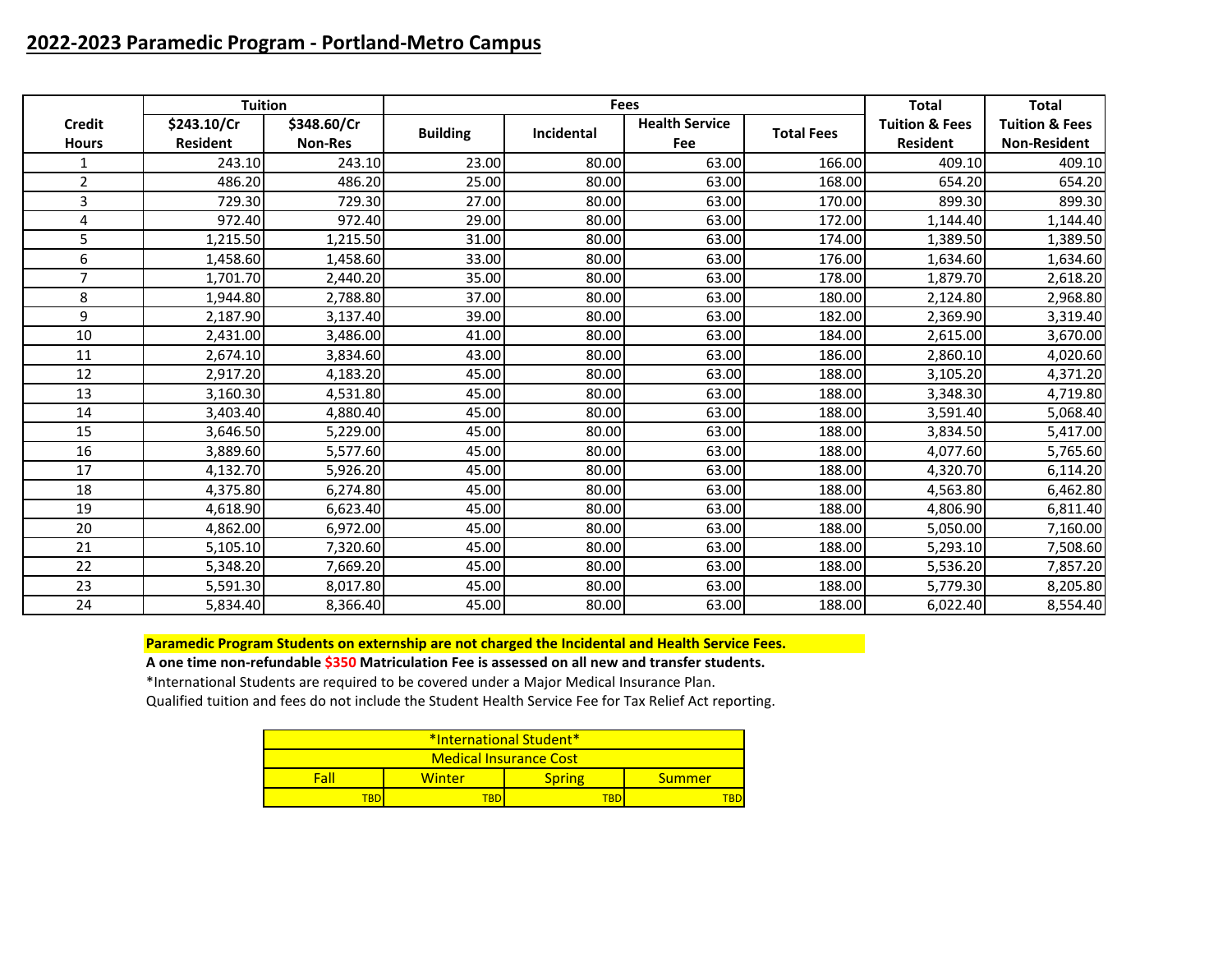## 2022-2023 Paramedic Program - Portland-Metro Campus

| Credit Hours | Tuition | | Fees | | | | Total Tuition & Fees Resident | Total Tuition & Fees Non-Resident |
|---|---|---|---|---|---|---|---|---|
| | $243.10/Cr Resident | $348.60/Cr Non-Res | Building | Incidental | Health Service Fee | Total Fees | | |
| 1 | 243.10 | 243.10 | 23.00 | 80.00 | 63.00 | 166.00 | 409.10 | 409.10 |
| 2 | 486.20 | 486.20 | 25.00 | 80.00 | 63.00 | 168.00 | 654.20 | 654.20 |
| 3 | 729.30 | 729.30 | 27.00 | 80.00 | 63.00 | 170.00 | 899.30 | 899.30 |
| 4 | 972.40 | 972.40 | 29.00 | 80.00 | 63.00 | 172.00 | 1,144.40 | 1,144.40 |
| 5 | 1,215.50 | 1,215.50 | 31.00 | 80.00 | 63.00 | 174.00 | 1,389.50 | 1,389.50 |
| 6 | 1,458.60 | 1,458.60 | 33.00 | 80.00 | 63.00 | 176.00 | 1,634.60 | 1,634.60 |
| 7 | 1,701.70 | 2,440.20 | 35.00 | 80.00 | 63.00 | 178.00 | 1,879.70 | 2,618.20 |
| 8 | 1,944.80 | 2,788.80 | 37.00 | 80.00 | 63.00 | 180.00 | 2,124.80 | 2,968.80 |
| 9 | 2,187.90 | 3,137.40 | 39.00 | 80.00 | 63.00 | 182.00 | 2,369.90 | 3,319.40 |
| 10 | 2,431.00 | 3,486.00 | 41.00 | 80.00 | 63.00 | 184.00 | 2,615.00 | 3,670.00 |
| 11 | 2,674.10 | 3,834.60 | 43.00 | 80.00 | 63.00 | 186.00 | 2,860.10 | 4,020.60 |
| 12 | 2,917.20 | 4,183.20 | 45.00 | 80.00 | 63.00 | 188.00 | 3,105.20 | 4,371.20 |
| 13 | 3,160.30 | 4,531.80 | 45.00 | 80.00 | 63.00 | 188.00 | 3,348.30 | 4,719.80 |
| 14 | 3,403.40 | 4,880.40 | 45.00 | 80.00 | 63.00 | 188.00 | 3,591.40 | 5,068.40 |
| 15 | 3,646.50 | 5,229.00 | 45.00 | 80.00 | 63.00 | 188.00 | 3,834.50 | 5,417.00 |
| 16 | 3,889.60 | 5,577.60 | 45.00 | 80.00 | 63.00 | 188.00 | 4,077.60 | 5,765.60 |
| 17 | 4,132.70 | 5,926.20 | 45.00 | 80.00 | 63.00 | 188.00 | 4,320.70 | 6,114.20 |
| 18 | 4,375.80 | 6,274.80 | 45.00 | 80.00 | 63.00 | 188.00 | 4,563.80 | 6,462.80 |
| 19 | 4,618.90 | 6,623.40 | 45.00 | 80.00 | 63.00 | 188.00 | 4,806.90 | 6,811.40 |
| 20 | 4,862.00 | 6,972.00 | 45.00 | 80.00 | 63.00 | 188.00 | 5,050.00 | 7,160.00 |
| 21 | 5,105.10 | 7,320.60 | 45.00 | 80.00 | 63.00 | 188.00 | 5,293.10 | 7,508.60 |
| 22 | 5,348.20 | 7,669.20 | 45.00 | 80.00 | 63.00 | 188.00 | 5,536.20 | 7,857.20 |
| 23 | 5,591.30 | 8,017.80 | 45.00 | 80.00 | 63.00 | 188.00 | 5,779.30 | 8,205.80 |
| 24 | 5,834.40 | 8,366.40 | 45.00 | 80.00 | 63.00 | 188.00 | 6,022.40 | 8,554.40 |

**Paramedic Program Students on externship are not charged the Incidental and Health Service Fees.**

**A one time non-refundable $350 Matriculation Fee is assessed on all new and transfer students.**

*International Students are required to be covered under a Major Medical Insurance Plan.

Qualified tuition and fees do not include the Student Health Service Fee for Tax Relief Act reporting.

| *International Student* Medical Insurance Cost | | | |
|---|---|---|---|
| Fall | Winter | Spring | Summer |
| TBD | TBD | TBD | TBD |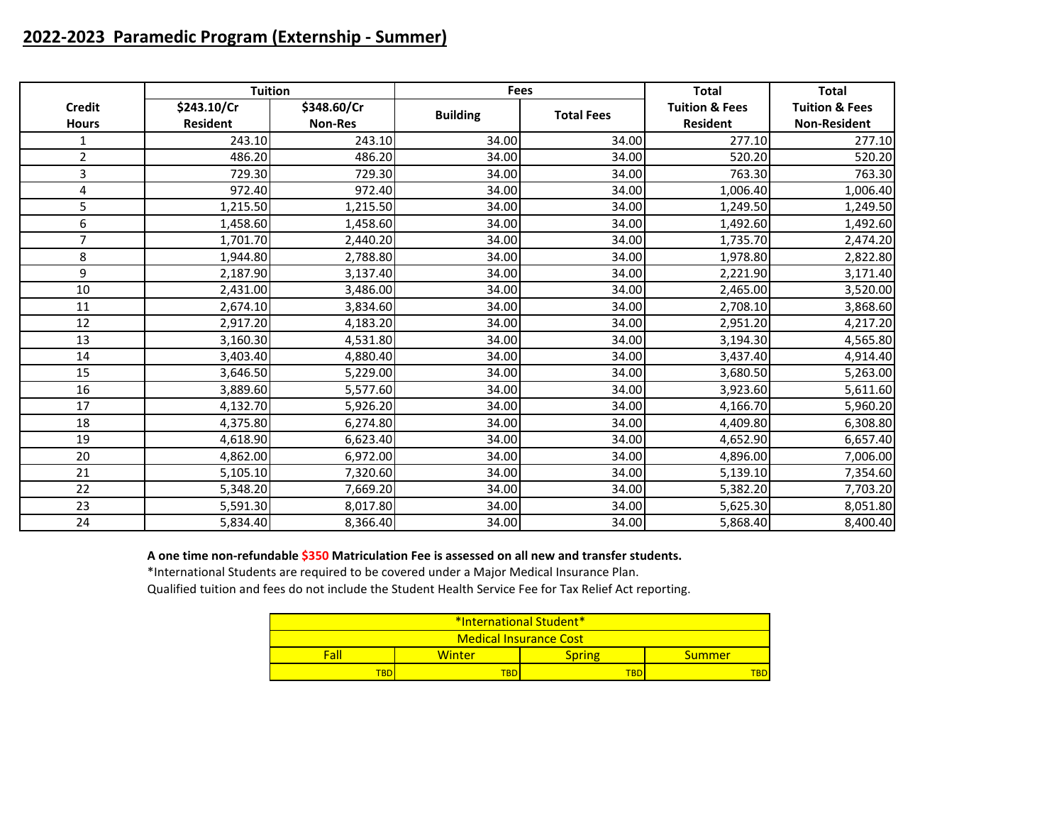## 2022-2023 Paramedic Program (Externship - Summer)

| Credit Hours | Tuition | | Fees | | Total Tuition & Fees Resident | Total Tuition & Fees Non-Resident |
|---|---|---|---|---|---|---|
| | $243.10/Cr Resident | $348.60/Cr Non-Res | Building | Total Fees | | |
| 1 | 243.10 | 243.10 | 34.00 | 34.00 | 277.10 | 277.10 |
| 2 | 486.20 | 486.20 | 34.00 | 34.00 | 520.20 | 520.20 |
| 3 | 729.30 | 729.30 | 34.00 | 34.00 | 763.30 | 763.30 |
| 4 | 972.40 | 972.40 | 34.00 | 34.00 | 1,006.40 | 1,006.40 |
| 5 | 1,215.50 | 1,215.50 | 34.00 | 34.00 | 1,249.50 | 1,249.50 |
| 6 | 1,458.60 | 1,458.60 | 34.00 | 34.00 | 1,492.60 | 1,492.60 |
| 7 | 1,701.70 | 2,440.20 | 34.00 | 34.00 | 1,735.70 | 2,474.20 |
| 8 | 1,944.80 | 2,788.80 | 34.00 | 34.00 | 1,978.80 | 2,822.80 |
| 9 | 2,187.90 | 3,137.40 | 34.00 | 34.00 | 2,221.90 | 3,171.40 |
| 10 | 2,431.00 | 3,486.00 | 34.00 | 34.00 | 2,465.00 | 3,520.00 |
| 11 | 2,674.10 | 3,834.60 | 34.00 | 34.00 | 2,708.10 | 3,868.60 |
| 12 | 2,917.20 | 4,183.20 | 34.00 | 34.00 | 2,951.20 | 4,217.20 |
| 13 | 3,160.30 | 4,531.80 | 34.00 | 34.00 | 3,194.30 | 4,565.80 |
| 14 | 3,403.40 | 4,880.40 | 34.00 | 34.00 | 3,437.40 | 4,914.40 |
| 15 | 3,646.50 | 5,229.00 | 34.00 | 34.00 | 3,680.50 | 5,263.00 |
| 16 | 3,889.60 | 5,577.60 | 34.00 | 34.00 | 3,923.60 | 5,611.60 |
| 17 | 4,132.70 | 5,926.20 | 34.00 | 34.00 | 4,166.70 | 5,960.20 |
| 18 | 4,375.80 | 6,274.80 | 34.00 | 34.00 | 4,409.80 | 6,308.80 |
| 19 | 4,618.90 | 6,623.40 | 34.00 | 34.00 | 4,652.90 | 6,657.40 |
| 20 | 4,862.00 | 6,972.00 | 34.00 | 34.00 | 4,896.00 | 7,006.00 |
| 21 | 5,105.10 | 7,320.60 | 34.00 | 34.00 | 5,139.10 | 7,354.60 |
| 22 | 5,348.20 | 7,669.20 | 34.00 | 34.00 | 5,382.20 | 7,703.20 |
| 23 | 5,591.30 | 8,017.80 | 34.00 | 34.00 | 5,625.30 | 8,051.80 |
| 24 | 5,834.40 | 8,366.40 | 34.00 | 34.00 | 5,868.40 | 8,400.40 |

**A one time non-refundable $350 Matriculation Fee is assessed on all new and transfer students.**

*International Students are required to be covered under a Major Medical Insurance Plan.

Qualified tuition and fees do not include the Student Health Service Fee for Tax Relief Act reporting.

| *International Student* Medical Insurance Cost | | | |
|---|---|---|---|
| Fall | Winter | Spring | Summer |
| TBD | TBD | TBD | TBD |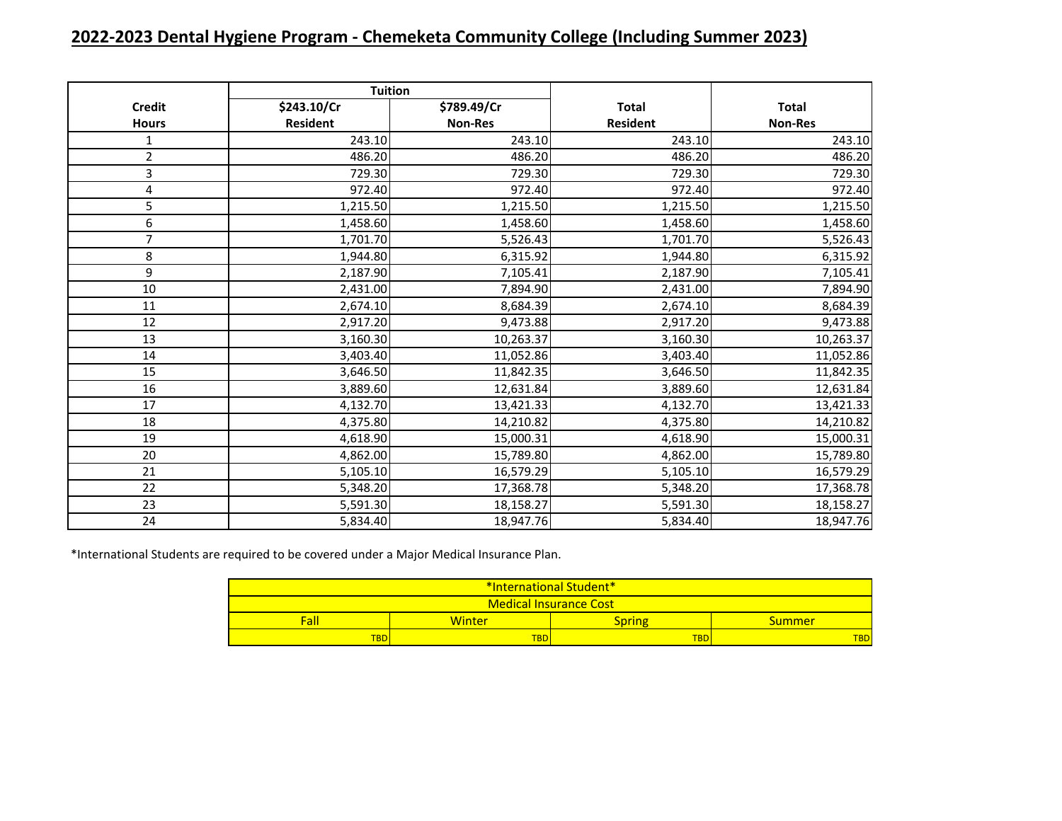## 2022-2023 Dental Hygiene Program - Chemeketa Community College (Including Summer 2023)

| Credit Hours | Tuition | | Total Resident | Total Non-Res |
|---|---|---|---|---|
| | $243.10/Cr Resident | $789.49/Cr Non-Res | | |
| 1 | 243.10 | 243.10 | 243.10 | 243.10 |
| 2 | 486.20 | 486.20 | 486.20 | 486.20 |
| 3 | 729.30 | 729.30 | 729.30 | 729.30 |
| 4 | 972.40 | 972.40 | 972.40 | 972.40 |
| 5 | 1,215.50 | 1,215.50 | 1,215.50 | 1,215.50 |
| 6 | 1,458.60 | 1,458.60 | 1,458.60 | 1,458.60 |
| 7 | 1,701.70 | 5,526.43 | 1,701.70 | 5,526.43 |
| 8 | 1,944.80 | 6,315.92 | 1,944.80 | 6,315.92 |
| 9 | 2,187.90 | 7,105.41 | 2,187.90 | 7,105.41 |
| 10 | 2,431.00 | 7,894.90 | 2,431.00 | 7,894.90 |
| 11 | 2,674.10 | 8,684.39 | 2,674.10 | 8,684.39 |
| 12 | 2,917.20 | 9,473.88 | 2,917.20 | 9,473.88 |
| 13 | 3,160.30 | 10,263.37 | 3,160.30 | 10,263.37 |
| 14 | 3,403.40 | 11,052.86 | 3,403.40 | 11,052.86 |
| 15 | 3,646.50 | 11,842.35 | 3,646.50 | 11,842.35 |
| 16 | 3,889.60 | 12,631.84 | 3,889.60 | 12,631.84 |
| 17 | 4,132.70 | 13,421.33 | 4,132.70 | 13,421.33 |
| 18 | 4,375.80 | 14,210.82 | 4,375.80 | 14,210.82 |
| 19 | 4,618.90 | 15,000.31 | 4,618.90 | 15,000.31 |
| 20 | 4,862.00 | 15,789.80 | 4,862.00 | 15,789.80 |
| 21 | 5,105.10 | 16,579.29 | 5,105.10 | 16,579.29 |
| 22 | 5,348.20 | 17,368.78 | 5,348.20 | 17,368.78 |
| 23 | 5,591.30 | 18,158.27 | 5,591.30 | 18,158.27 |
| 24 | 5,834.40 | 18,947.76 | 5,834.40 | 18,947.76 |

*International Students are required to be covered under a Major Medical Insurance Plan.

| *International Student* Medical Insurance Cost | | | |
|---|---|---|---|
| Fall | Winter | Spring | Summer |
| TBD | TBD | TBD | TBD |